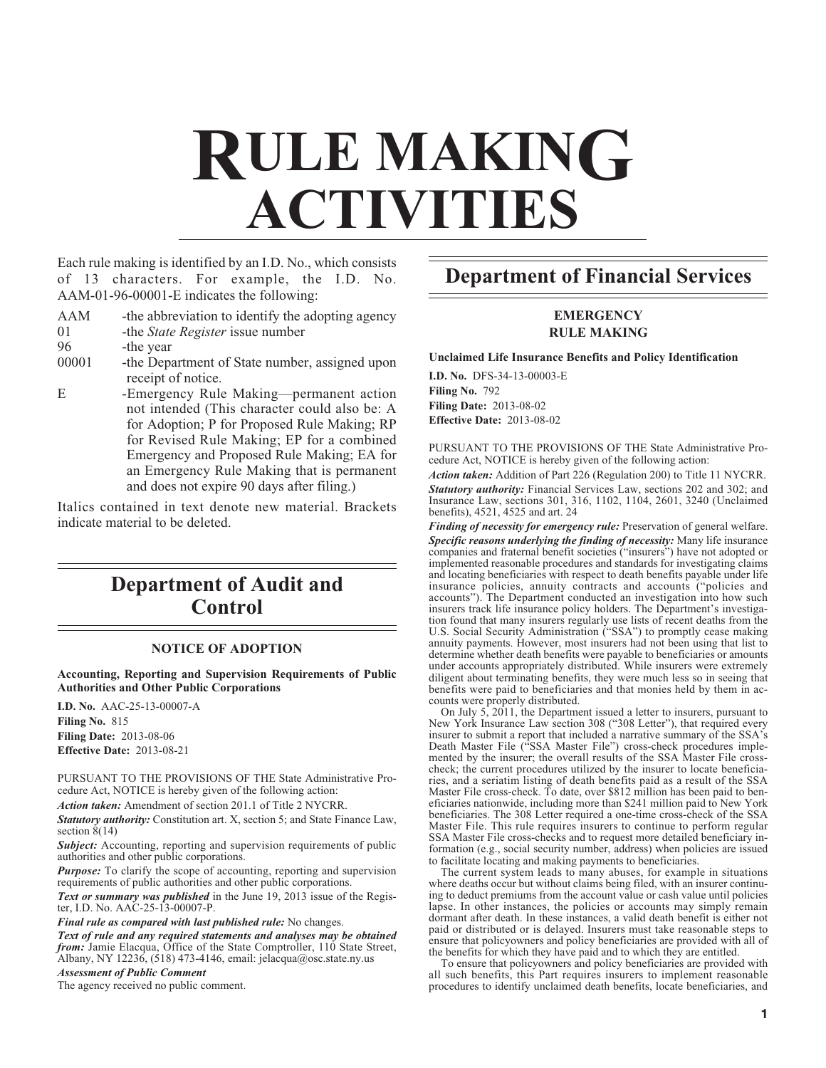# RULE MAKING ACTIVITIES

Each rule making is identified by an I.D. No., which consists of 13 characters. For example, the I.D. No. AAM-01-96-00001-E indicates the following:

AAM -the abbreviation to identify the adopting agency
01 -the *State Register* issue number
96 -the year
00001 -the Department of State number, assigned upon receipt of notice.
E -Emergency Rule Making—permanent action not intended (This character could also be: A for Adoption; P for Proposed Rule Making; RP for Revised Rule Making; EP for a combined Emergency and Proposed Rule Making; EA for an Emergency Rule Making that is permanent and does not expire 90 days after filing.)

Italics contained in text denote new material. Brackets indicate material to be deleted.

## Department of Audit and Control

### NOTICE OF ADOPTION

**Accounting, Reporting and Supervision Requirements of Public Authorities and Other Public Corporations**

**I.D. No.** AAC-25-13-00007-A
**Filing No.** 815
**Filing Date:** 2013-08-06
**Effective Date:** 2013-08-21

PURSUANT TO THE PROVISIONS OF THE State Administrative Procedure Act, NOTICE is hereby given of the following action:

***Action taken:*** Amendment of section 201.1 of Title 2 NYCRR.

***Statutory authority:*** Constitution art. X, section 5; and State Finance Law, section 8(14)

***Subject:*** Accounting, reporting and supervision requirements of public authorities and other public corporations.

***Purpose:*** To clarify the scope of accounting, reporting and supervision requirements of public authorities and other public corporations.

***Text or summary was published*** in the June 19, 2013 issue of the Register, I.D. No. AAC-25-13-00007-P.

***Final rule as compared with last published rule:*** No changes.

***Text of rule and any required statements and analyses may be obtained from:*** Jamie Elacqua, Office of the State Comptroller, 110 State Street, Albany, NY 12236, (518) 473-4146, email: jelacqua@osc.state.ny.us

***Assessment of Public Comment***

The agency received no public comment.

## Department of Financial Services

### EMERGENCY RULE MAKING

**Unclaimed Life Insurance Benefits and Policy Identification**

**I.D. No.** DFS-34-13-00003-E
**Filing No.** 792
**Filing Date:** 2013-08-02
**Effective Date:** 2013-08-02

PURSUANT TO THE PROVISIONS OF THE State Administrative Procedure Act, NOTICE is hereby given of the following action:

***Action taken:*** Addition of Part 226 (Regulation 200) to Title 11 NYCRR.

***Statutory authority:*** Financial Services Law, sections 202 and 302; and Insurance Law, sections 301, 316, 1102, 1104, 2601, 3240 (Unclaimed benefits), 4521, 4525 and art. 24

***Finding of necessity for emergency rule:*** Preservation of general welfare.

***Specific reasons underlying the finding of necessity:*** Many life insurance companies and fraternal benefit societies ("insurers") have not adopted or implemented reasonable procedures and standards for investigating claims and locating beneficiaries with respect to death benefits payable under life insurance policies, annuity contracts and accounts ("policies and accounts"). The Department conducted an investigation into how such insurers track life insurance policy holders. The Department's investigation found that many insurers regularly use lists of recent deaths from the U.S. Social Security Administration ("SSA") to promptly cease making annuity payments. However, most insurers had not been using that list to determine whether death benefits were payable to beneficiaries or amounts under accounts appropriately distributed. While insurers were extremely diligent about terminating benefits, they were much less so in seeing that benefits were paid to beneficiaries and that monies held by them in accounts were properly distributed.

On July 5, 2011, the Department issued a letter to insurers, pursuant to New York Insurance Law section 308 ("308 Letter"), that required every insurer to submit a report that included a narrative summary of the SSA's Death Master File ("SSA Master File") cross-check procedures implemented by the insurer; the overall results of the SSA Master File cross-check; the current procedures utilized by the insurer to locate beneficiaries, and a seriatim listing of death benefits paid as a result of the SSA Master File cross-check. To date, over $812 million has been paid to beneficiaries nationwide, including more than $241 million paid to New York beneficiaries. The 308 Letter required a one-time cross-check of the SSA Master File. This rule requires insurers to continue to perform regular SSA Master File cross-checks and to request more detailed beneficiary information (e.g., social security number, address) when policies are issued to facilitate locating and making payments to beneficiaries.

The current system leads to many abuses, for example in situations where deaths occur but without claims being filed, with an insurer continuing to deduct premiums from the account value or cash value until policies lapse. In other instances, the policies or accounts may simply remain dormant after death. In these instances, a valid death benefit is either not paid or distributed or is delayed. Insurers must take reasonable steps to ensure that policyowners and policy beneficiaries are provided with all of the benefits for which they have paid and to which they are entitled.

To ensure that policyowners and policy beneficiaries are provided with all such benefits, this Part requires insurers to implement reasonable procedures to identify unclaimed death benefits, locate beneficiaries, and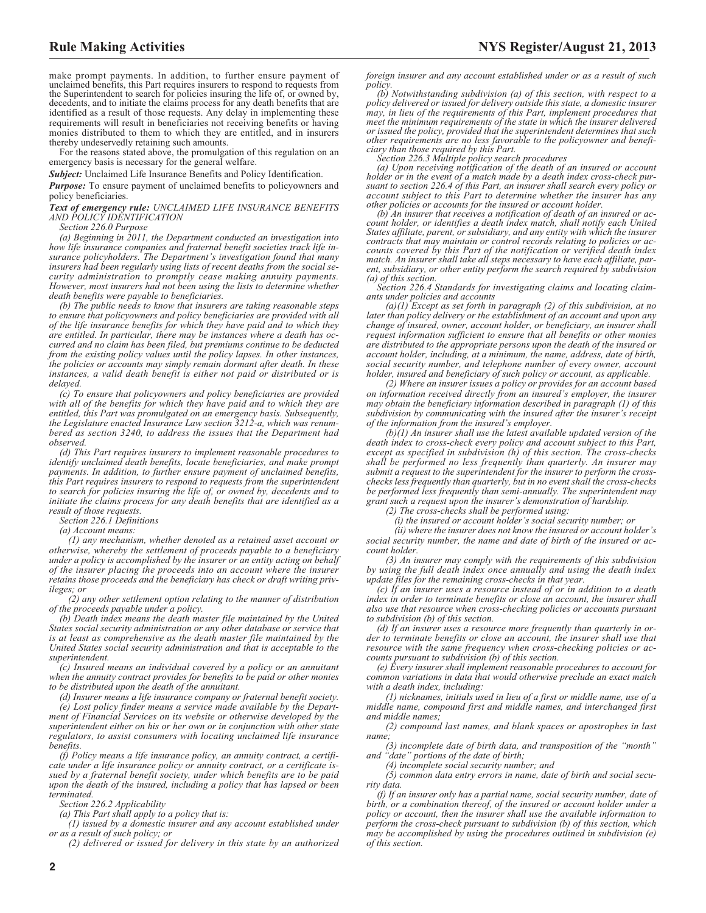make prompt payments. In addition, to further ensure payment of unclaimed benefits, this Part requires insurers to respond to requests from the Superintendent to search for policies insuring the life of, or owned by, decedents, and to initiate the claims process for any death benefits that are identified as a result of those requests. Any delay in implementing these requirements will result in beneficiaries not receiving benefits or having monies distributed to them to which they are entitled, and in insurers thereby undeservedly retaining such amounts.

For the reasons stated above, the promulgation of this regulation on an emergency basis is necessary for the general welfare.

***Subject:*** Unclaimed Life Insurance Benefits and Policy Identification.

***Purpose:*** To ensure payment of unclaimed benefits to policyowners and policy beneficiaries.

***Text of emergency rule:*** *UNCLAIMED LIFE INSURANCE BENEFITS AND POLICY IDENTIFICATION*

*Section 226.0 Purpose*

*(a) Beginning in 2011, the Department conducted an investigation into how life insurance companies and fraternal benefit societies track life insurance policyholders. The Department's investigation found that many insurers had been regularly using lists of recent deaths from the social security administration to promptly cease making annuity payments. However, most insurers had not been using the lists to determine whether death benefits were payable to beneficiaries.*

*(b) The public needs to know that insurers are taking reasonable steps to ensure that policyowners and policy beneficiaries are provided with all of the life insurance benefits for which they have paid and to which they are entitled. In particular, there may be instances where a death has occurred and no claim has been filed, but premiums continue to be deducted from the existing policy values until the policy lapses. In other instances, the policies or accounts may simply remain dormant after death. In these instances, a valid death benefit is either not paid or distributed or is delayed.*

*(c) To ensure that policyowners and policy beneficiaries are provided with all of the benefits for which they have paid and to which they are entitled, this Part was promulgated on an emergency basis. Subsequently, the Legislature enacted Insurance Law section 3212-a, which was renumbered as section 3240, to address the issues that the Department had observed.*

*(d) This Part requires insurers to implement reasonable procedures to identify unclaimed death benefits, locate beneficiaries, and make prompt payments. In addition, to further ensure payment of unclaimed benefits, this Part requires insurers to respond to requests from the superintendent to search for policies insuring the life of, or owned by, decedents and to initiate the claims process for any death benefits that are identified as a result of those requests.*

*Section 226.1 Definitions*

*(a) Account means:*

*(1) any mechanism, whether denoted as a retained asset account or otherwise, whereby the settlement of proceeds payable to a beneficiary under a policy is accomplished by the insurer or an entity acting on behalf of the insurer placing the proceeds into an account where the insurer retains those proceeds and the beneficiary has check or draft writing privileges; or*

*(2) any other settlement option relating to the manner of distribution of the proceeds payable under a policy.*

*(b) Death index means the death master file maintained by the United States social security administration or any other database or service that is at least as comprehensive as the death master file maintained by the United States social security administration and that is acceptable to the superintendent.*

*(c) Insured means an individual covered by a policy or an annuitant when the annuity contract provides for benefits to be paid or other monies to be distributed upon the death of the annuitant.*

*(d) Insurer means a life insurance company or fraternal benefit society.*

*(e) Lost policy finder means a service made available by the Department of Financial Services on its website or otherwise developed by the superintendent either on his or her own or in conjunction with other state regulators, to assist consumers with locating unclaimed life insurance benefits.*

*(f) Policy means a life insurance policy, an annuity contract, a certificate under a life insurance policy or annuity contract, or a certificate issued by a fraternal benefit society, under which benefits are to be paid upon the death of the insured, including a policy that has lapsed or been terminated.*

*Section 226.2 Applicability*

*(a) This Part shall apply to a policy that is:*

*(1) issued by a domestic insurer and any account established under or as a result of such policy; or*

*(2) delivered or issued for delivery in this state by an authorized foreign insurer and any account established under or as a result of such policy.*

*(b) Notwithstanding subdivision (a) of this section, with respect to a policy delivered or issued for delivery outside this state, a domestic insurer may, in lieu of the requirements of this Part, implement procedures that meet the minimum requirements of the state in which the insurer delivered or issued the policy, provided that the superintendent determines that such other requirements are no less favorable to the policyowner and beneficiary than those required by this Part.*

*Section 226.3 Multiple policy search procedures*

*(a) Upon receiving notification of the death of an insured or account holder or in the event of a match made by a death index cross-check pursuant to section 226.4 of this Part, an insurer shall search every policy or account subject to this Part to determine whether the insurer has any other policies or accounts for the insured or account holder.*

*(b) An insurer that receives a notification of death of an insured or account holder, or identifies a death index match, shall notify each United States affiliate, parent, or subsidiary, and any entity with which the insurer contracts that may maintain or control records relating to policies or accounts covered by this Part of the notification or verified death index match. An insurer shall take all steps necessary to have each affiliate, parent, subsidiary, or other entity perform the search required by subdivision (a) of this section.*

*Section 226.4 Standards for investigating claims and locating claimants under policies and accounts*

*(a)(1) Except as set forth in paragraph (2) of this subdivision, at no later than policy delivery or the establishment of an account and upon any change of insured, owner, account holder, or beneficiary, an insurer shall request information sufficient to ensure that all benefits or other monies are distributed to the appropriate persons upon the death of the insured or account holder, including, at a minimum, the name, address, date of birth, social security number, and telephone number of every owner, account holder, insured and beneficiary of such policy or account, as applicable.*

*(2) Where an insurer issues a policy or provides for an account based on information received directly from an insured's employer, the insurer may obtain the beneficiary information described in paragraph (1) of this subdivision by communicating with the insured after the insurer's receipt of the information from the insured's employer.*

*(b)(1) An insurer shall use the latest available updated version of the death index to cross-check every policy and account subject to this Part, except as specified in subdivision (h) of this section. The cross-checks shall be performed no less frequently than quarterly. An insurer may submit a request to the superintendent for the insurer to perform the cross-checks less frequently than quarterly, but in no event shall the cross-checks be performed less frequently than semi-annually. The superintendent may grant such a request upon the insurer's demonstration of hardship.*

*(2) The cross-checks shall be performed using:*

*(i) the insured or account holder's social security number; or*

*(ii) where the insurer does not know the insured or account holder's social security number, the name and date of birth of the insured or account holder.*

*(3) An insurer may comply with the requirements of this subdivision by using the full death index once annually and using the death index update files for the remaining cross-checks in that year.*

*(c) If an insurer uses a resource instead of or in addition to a death index in order to terminate benefits or close an account, the insurer shall also use that resource when cross-checking policies or accounts pursuant to subdivision (b) of this section.*

*(d) If an insurer uses a resource more frequently than quarterly in order to terminate benefits or close an account, the insurer shall use that resource with the same frequency when cross-checking policies or accounts pursuant to subdivision (b) of this section.*

*(e) Every insurer shall implement reasonable procedures to account for common variations in data that would otherwise preclude an exact match with a death index, including:*

*(1) nicknames, initials used in lieu of a first or middle name, use of a middle name, compound first and middle names, and interchanged first and middle names;*

*(2) compound last names, and blank spaces or apostrophes in last name;*

*(3) incomplete date of birth data, and transposition of the "month" and "date" portions of the date of birth;*

*(4) incomplete social security number; and*

*(5) common data entry errors in name, date of birth and social security data.*

*(f) If an insurer only has a partial name, social security number, date of birth, or a combination thereof, of the insured or account holder under a policy or account, then the insurer shall use the available information to perform the cross-check pursuant to subdivision (b) of this section, which may be accomplished by using the procedures outlined in subdivision (e) of this section.*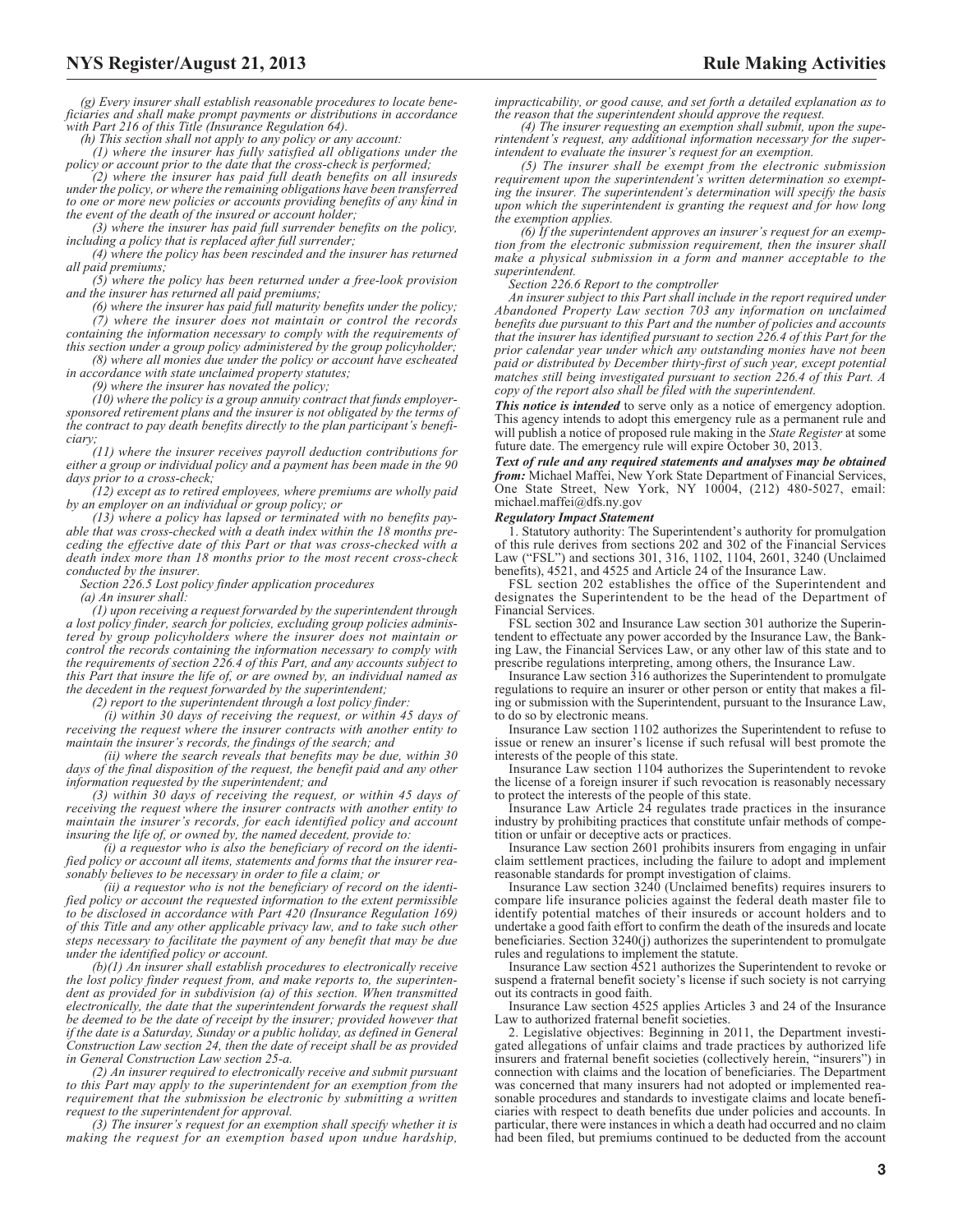*(g) Every insurer shall establish reasonable procedures to locate beneficiaries and shall make prompt payments or distributions in accordance with Part 216 of this Title (Insurance Regulation 64).*

*(h) This section shall not apply to any policy or any account:*

*(1) where the insurer has fully satisfied all obligations under the policy or account prior to the date that the cross-check is performed;*

*(2) where the insurer has paid full death benefits on all insureds under the policy, or where the remaining obligations have been transferred to one or more new policies or accounts providing benefits of any kind in the event of the death of the insured or account holder;*

*(3) where the insurer has paid full surrender benefits on the policy, including a policy that is replaced after full surrender;*

*(4) where the policy has been rescinded and the insurer has returned all paid premiums;*

*(5) where the policy has been returned under a free-look provision and the insurer has returned all paid premiums;*

*(6) where the insurer has paid full maturity benefits under the policy;*

*(7) where the insurer does not maintain or control the records containing the information necessary to comply with the requirements of this section under a group policy administered by the group policyholder;*

*(8) where all monies due under the policy or account have escheated in accordance with state unclaimed property statutes;*

*(9) where the insurer has novated the policy;*

*(10) where the policy is a group annuity contract that funds employer-sponsored retirement plans and the insurer is not obligated by the terms of the contract to pay death benefits directly to the plan participant's beneficiary;*

*(11) where the insurer receives payroll deduction contributions for either a group or individual policy and a payment has been made in the 90 days prior to a cross-check;*

*(12) except as to retired employees, where premiums are wholly paid by an employer on an individual or group policy; or*

*(13) where a policy has lapsed or terminated with no benefits payable that was cross-checked with a death index within the 18 months preceding the effective date of this Part or that was cross-checked with a death index more than 18 months prior to the most recent cross-check conducted by the insurer.*

*Section 226.5 Lost policy finder application procedures*

*(a) An insurer shall:*

*(1) upon receiving a request forwarded by the superintendent through a lost policy finder, search for policies, excluding group policies administered by group policyholders where the insurer does not maintain or control the records containing the information necessary to comply with the requirements of section 226.4 of this Part, and any accounts subject to this Part that insure the life of, or are owned by, an individual named as the decedent in the request forwarded by the superintendent;*

*(2) report to the superintendent through a lost policy finder:*

*(i) within 30 days of receiving the request, or within 45 days of receiving the request where the insurer contracts with another entity to maintain the insurer's records, the findings of the search; and*

*(ii) where the search reveals that benefits may be due, within 30 days of the final disposition of the request, the benefit paid and any other information requested by the superintendent; and*

*(3) within 30 days of receiving the request, or within 45 days of receiving the request where the insurer contracts with another entity to maintain the insurer's records, for each identified policy and account insuring the life of, or owned by, the named decedent, provide to:*

*(i) a requestor who is also the beneficiary of record on the identified policy or account all items, statements and forms that the insurer reasonably believes to be necessary in order to file a claim; or*

*(ii) a requestor who is not the beneficiary of record on the identified policy or account the requested information to the extent permissible to be disclosed in accordance with Part 420 (Insurance Regulation 169) of this Title and any other applicable privacy law, and to take such other steps necessary to facilitate the payment of any benefit that may be due under the identified policy or account.*

*(b)(1) An insurer shall establish procedures to electronically receive the lost policy finder request from, and make reports to, the superintendent as provided for in subdivision (a) of this section. When transmitted electronically, the date that the superintendent forwards the request shall be deemed to be the date of receipt by the insurer; provided however that if the date is a Saturday, Sunday or a public holiday, as defined in General Construction Law section 24, then the date of receipt shall be as provided in General Construction Law section 25-a.*

*(2) An insurer required to electronically receive and submit pursuant to this Part may apply to the superintendent for an exemption from the requirement that the submission be electronic by submitting a written request to the superintendent for approval.*

*(3) The insurer's request for an exemption shall specify whether it is making the request for an exemption based upon undue hardship, impracticability, or good cause, and set forth a detailed explanation as to the reason that the superintendent should approve the request.*

*(4) The insurer requesting an exemption shall submit, upon the superintendent's request, any additional information necessary for the superintendent to evaluate the insurer's request for an exemption.*

*(5) The insurer shall be exempt from the electronic submission requirement upon the superintendent's written determination so exempting the insurer. The superintendent's determination will specify the basis upon which the superintendent is granting the request and for how long the exemption applies.*

*(6) If the superintendent approves an insurer's request for an exemption from the electronic submission requirement, then the insurer shall make a physical submission in a form and manner acceptable to the superintendent.*

*Section 226.6 Report to the comptroller*

*An insurer subject to this Part shall include in the report required under Abandoned Property Law section 703 any information on unclaimed benefits due pursuant to this Part and the number of policies and accounts that the insurer has identified pursuant to section 226.4 of this Part for the prior calendar year under which any outstanding monies have not been paid or distributed by December thirty-first of such year, except potential matches still being investigated pursuant to section 226.4 of this Part. A copy of the report also shall be filed with the superintendent.*

***This notice is intended*** to serve only as a notice of emergency adoption. This agency intends to adopt this emergency rule as a permanent rule and will publish a notice of proposed rule making in the *State Register* at some future date. The emergency rule will expire October 30, 2013.

***Text of rule and any required statements and analyses may be obtained from:*** Michael Maffei, New York State Department of Financial Services, One State Street, New York, NY 10004, (212) 480-5027, email: michael.maffei@dfs.ny.gov

***Regulatory Impact Statement***

1. Statutory authority: The Superintendent's authority for promulgation of this rule derives from sections 202 and 302 of the Financial Services Law ("FSL") and sections 301, 316, 1102, 1104, 2601, 3240 (Unclaimed benefits), 4521, and 4525 and Article 24 of the Insurance Law.

FSL section 202 establishes the office of the Superintendent and designates the Superintendent to be the head of the Department of Financial Services.

FSL section 302 and Insurance Law section 301 authorize the Superintendent to effectuate any power accorded by the Insurance Law, the Banking Law, the Financial Services Law, or any other law of this state and to prescribe regulations interpreting, among others, the Insurance Law.

Insurance Law section 316 authorizes the Superintendent to promulgate regulations to require an insurer or other person or entity that makes a filing or submission with the Superintendent, pursuant to the Insurance Law, to do so by electronic means.

Insurance Law section 1102 authorizes the Superintendent to refuse to issue or renew an insurer's license if such refusal will best promote the interests of the people of this state.

Insurance Law section 1104 authorizes the Superintendent to revoke the license of a foreign insurer if such revocation is reasonably necessary to protect the interests of the people of this state.

Insurance Law Article 24 regulates trade practices in the insurance industry by prohibiting practices that constitute unfair methods of competition or unfair or deceptive acts or practices.

Insurance Law section 2601 prohibits insurers from engaging in unfair claim settlement practices, including the failure to adopt and implement reasonable standards for prompt investigation of claims.

Insurance Law section 3240 (Unclaimed benefits) requires insurers to compare life insurance policies against the federal death master file to identify potential matches of their insureds or account holders and to undertake a good faith effort to confirm the death of the insureds and locate beneficiaries. Section 3240(j) authorizes the superintendent to promulgate rules and regulations to implement the statute.

Insurance Law section 4521 authorizes the Superintendent to revoke or suspend a fraternal benefit society's license if such society is not carrying out its contracts in good faith.

Insurance Law section 4525 applies Articles 3 and 24 of the Insurance Law to authorized fraternal benefit societies.

2. Legislative objectives: Beginning in 2011, the Department investigated allegations of unfair claims and trade practices by authorized life insurers and fraternal benefit societies (collectively herein, "insurers") in connection with claims and the location of beneficiaries. The Department was concerned that many insurers had not adopted or implemented reasonable procedures and standards to investigate claims and locate beneficiaries with respect to death benefits due under policies and accounts. In particular, there were instances in which a death had occurred and no claim had been filed, but premiums continued to be deducted from the account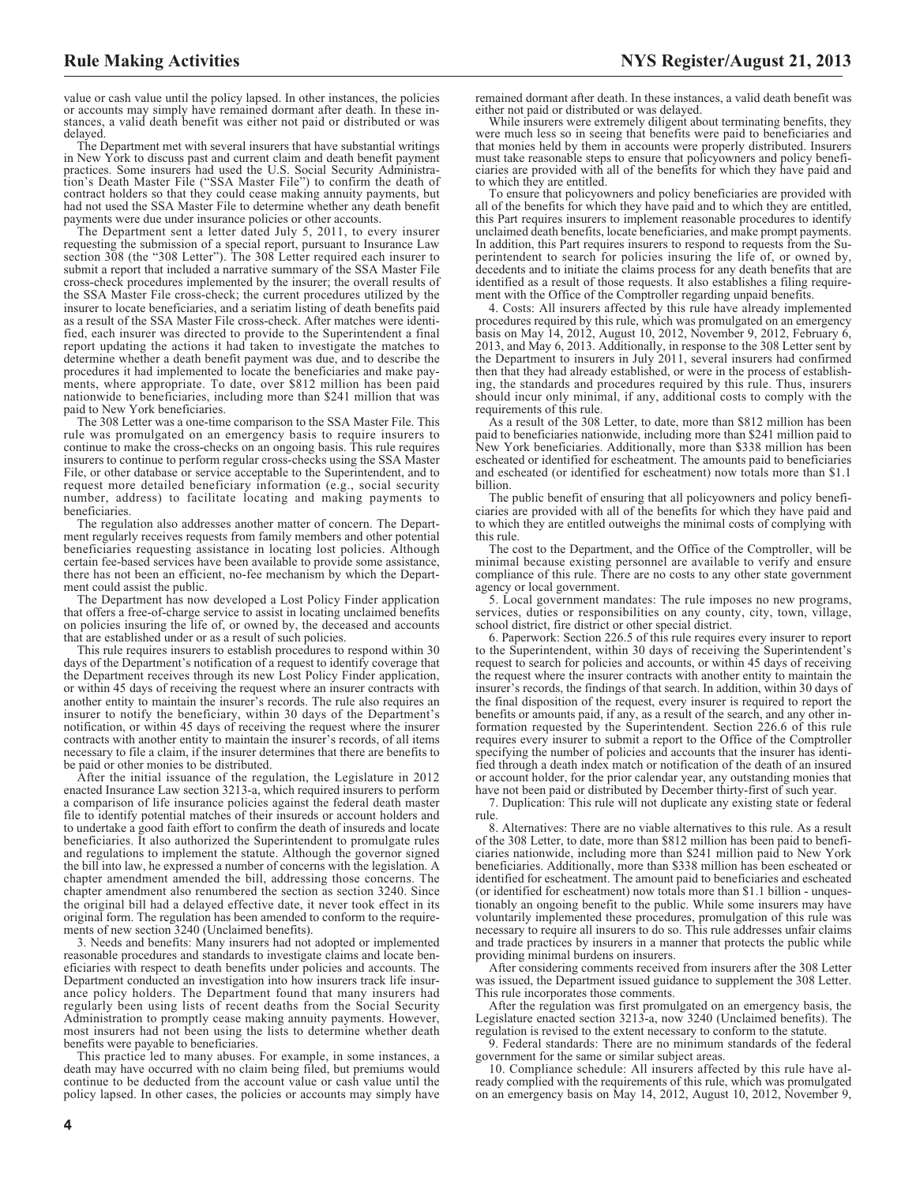value or cash value until the policy lapsed. In other instances, the policies or accounts may simply have remained dormant after death. In these instances, a valid death benefit was either not paid or distributed or was delayed.

The Department met with several insurers that have substantial writings in New York to discuss past and current claim and death benefit payment practices. Some insurers had used the U.S. Social Security Administration's Death Master File ("SSA Master File") to confirm the death of contract holders so that they could cease making annuity payments, but had not used the SSA Master File to determine whether any death benefit payments were due under insurance policies or other accounts.

The Department sent a letter dated July 5, 2011, to every insurer requesting the submission of a special report, pursuant to Insurance Law section 308 (the "308 Letter"). The 308 Letter required each insurer to submit a report that included a narrative summary of the SSA Master File cross-check procedures implemented by the insurer; the overall results of the SSA Master File cross-check; the current procedures utilized by the insurer to locate beneficiaries, and a seriatim listing of death benefits paid as a result of the SSA Master File cross-check. After matches were identified, each insurer was directed to provide to the Superintendent a final report updating the actions it had taken to investigate the matches to determine whether a death benefit payment was due, and to describe the procedures it had implemented to locate the beneficiaries and make payments, where appropriate. To date, over $812 million has been paid nationwide to beneficiaries, including more than $241 million that was paid to New York beneficiaries.

The 308 Letter was a one-time comparison to the SSA Master File. This rule was promulgated on an emergency basis to require insurers to continue to make the cross-checks on an ongoing basis. This rule requires insurers to continue to perform regular cross-checks using the SSA Master File, or other database or service acceptable to the Superintendent, and to request more detailed beneficiary information (e.g., social security number, address) to facilitate locating and making payments to beneficiaries.

The regulation also addresses another matter of concern. The Department regularly receives requests from family members and other potential beneficiaries requesting assistance in locating lost policies. Although certain fee-based services have been available to provide some assistance, there has not been an efficient, no-fee mechanism by which the Department could assist the public.

The Department has now developed a Lost Policy Finder application that offers a free-of-charge service to assist in locating unclaimed benefits on policies insuring the life of, or owned by, the deceased and accounts that are established under or as a result of such policies.

This rule requires insurers to establish procedures to respond within 30 days of the Department's notification of a request to identify coverage that the Department receives through its new Lost Policy Finder application, or within 45 days of receiving the request where an insurer contracts with another entity to maintain the insurer's records. The rule also requires an insurer to notify the beneficiary, within 30 days of the Department's notification, or within 45 days of receiving the request where the insurer contracts with another entity to maintain the insurer's records, of all items necessary to file a claim, if the insurer determines that there are benefits to be paid or other monies to be distributed.

After the initial issuance of the regulation, the Legislature in 2012 enacted Insurance Law section 3213-a, which required insurers to perform a comparison of life insurance policies against the federal death master file to identify potential matches of their insureds or account holders and to undertake a good faith effort to confirm the death of insureds and locate beneficiaries. It also authorized the Superintendent to promulgate rules and regulations to implement the statute. Although the governor signed the bill into law, he expressed a number of concerns with the legislation. A chapter amendment amended the bill, addressing those concerns. The chapter amendment also renumbered the section as section 3240. Since the original bill had a delayed effective date, it never took effect in its original form. The regulation has been amended to conform to the requirements of new section 3240 (Unclaimed benefits).

3. Needs and benefits: Many insurers had not adopted or implemented reasonable procedures and standards to investigate claims and locate beneficiaries with respect to death benefits under policies and accounts. The Department conducted an investigation into how insurers track life insurance policy holders. The Department found that many insurers had regularly been using lists of recent deaths from the Social Security Administration to promptly cease making annuity payments. However, most insurers had not been using the lists to determine whether death benefits were payable to beneficiaries.

This practice led to many abuses. For example, in some instances, a death may have occurred with no claim being filed, but premiums would continue to be deducted from the account value or cash value until the policy lapsed. In other cases, the policies or accounts may simply have remained dormant after death. In these instances, a valid death benefit was either not paid or distributed or was delayed.

While insurers were extremely diligent about terminating benefits, they were much less so in seeing that benefits were paid to beneficiaries and that monies held by them in accounts were properly distributed. Insurers must take reasonable steps to ensure that policyowners and policy beneficiaries are provided with all of the benefits for which they have paid and to which they are entitled.

To ensure that policyowners and policy beneficiaries are provided with all of the benefits for which they have paid and to which they are entitled, this Part requires insurers to implement reasonable procedures to identify unclaimed death benefits, locate beneficiaries, and make prompt payments. In addition, this Part requires insurers to respond to requests from the Superintendent to search for policies insuring the life of, or owned by, decedents and to initiate the claims process for any death benefits that are identified as a result of those requests. It also establishes a filing requirement with the Office of the Comptroller regarding unpaid benefits.

4. Costs: All insurers affected by this rule have already implemented procedures required by this rule, which was promulgated on an emergency basis on May 14, 2012, August 10, 2012, November 9, 2012, February 6, 2013, and May 6, 2013. Additionally, in response to the 308 Letter sent by the Department to insurers in July 2011, several insurers had confirmed then that they had already established, or were in the process of establishing, the standards and procedures required by this rule. Thus, insurers should incur only minimal, if any, additional costs to comply with the requirements of this rule.

As a result of the 308 Letter, to date, more than $812 million has been paid to beneficiaries nationwide, including more than $241 million paid to New York beneficiaries. Additionally, more than $338 million has been escheated or identified for escheatment. The amounts paid to beneficiaries and escheated (or identified for escheatment) now totals more than $1.1 billion.

The public benefit of ensuring that all policyowners and policy beneficiaries are provided with all of the benefits for which they have paid and to which they are entitled outweighs the minimal costs of complying with this rule.

The cost to the Department, and the Office of the Comptroller, will be minimal because existing personnel are available to verify and ensure compliance of this rule. There are no costs to any other state government agency or local government.

5. Local government mandates: The rule imposes no new programs, services, duties or responsibilities on any county, city, town, village, school district, fire district or other special district.

6. Paperwork: Section 226.5 of this rule requires every insurer to report to the Superintendent, within 30 days of receiving the Superintendent's request to search for policies and accounts, or within 45 days of receiving the request where the insurer contracts with another entity to maintain the insurer's records, the findings of that search. In addition, within 30 days of the final disposition of the request, every insurer is required to report the benefits or amounts paid, if any, as a result of the search, and any other information requested by the Superintendent. Section 226.6 of this rule requires every insurer to submit a report to the Office of the Comptroller specifying the number of policies and accounts that the insurer has identified through a death index match or notification of the death of an insured or account holder, for the prior calendar year, any outstanding monies that have not been paid or distributed by December thirty-first of such year.

7. Duplication: This rule will not duplicate any existing state or federal rule.

8. Alternatives: There are no viable alternatives to this rule. As a result of the 308 Letter, to date, more than $812 million has been paid to beneficiaries nationwide, including more than $241 million paid to New York beneficiaries. Additionally, more than $338 million has been escheated or identified for escheatment. The amount paid to beneficiaries and escheated (or identified for escheatment) now totals more than $1.1 billion - unquestionably an ongoing benefit to the public. While some insurers may have voluntarily implemented these procedures, promulgation of this rule was necessary to require all insurers to do so. This rule addresses unfair claims and trade practices by insurers in a manner that protects the public while providing minimal burdens on insurers.

After considering comments received from insurers after the 308 Letter was issued, the Department issued guidance to supplement the 308 Letter. This rule incorporates those comments.

After the regulation was first promulgated on an emergency basis, the Legislature enacted section 3213-a, now 3240 (Unclaimed benefits). The regulation is revised to the extent necessary to conform to the statute.

9. Federal standards: There are no minimum standards of the federal government for the same or similar subject areas.

10. Compliance schedule: All insurers affected by this rule have already complied with the requirements of this rule, which was promulgated on an emergency basis on May 14, 2012, August 10, 2012, November 9,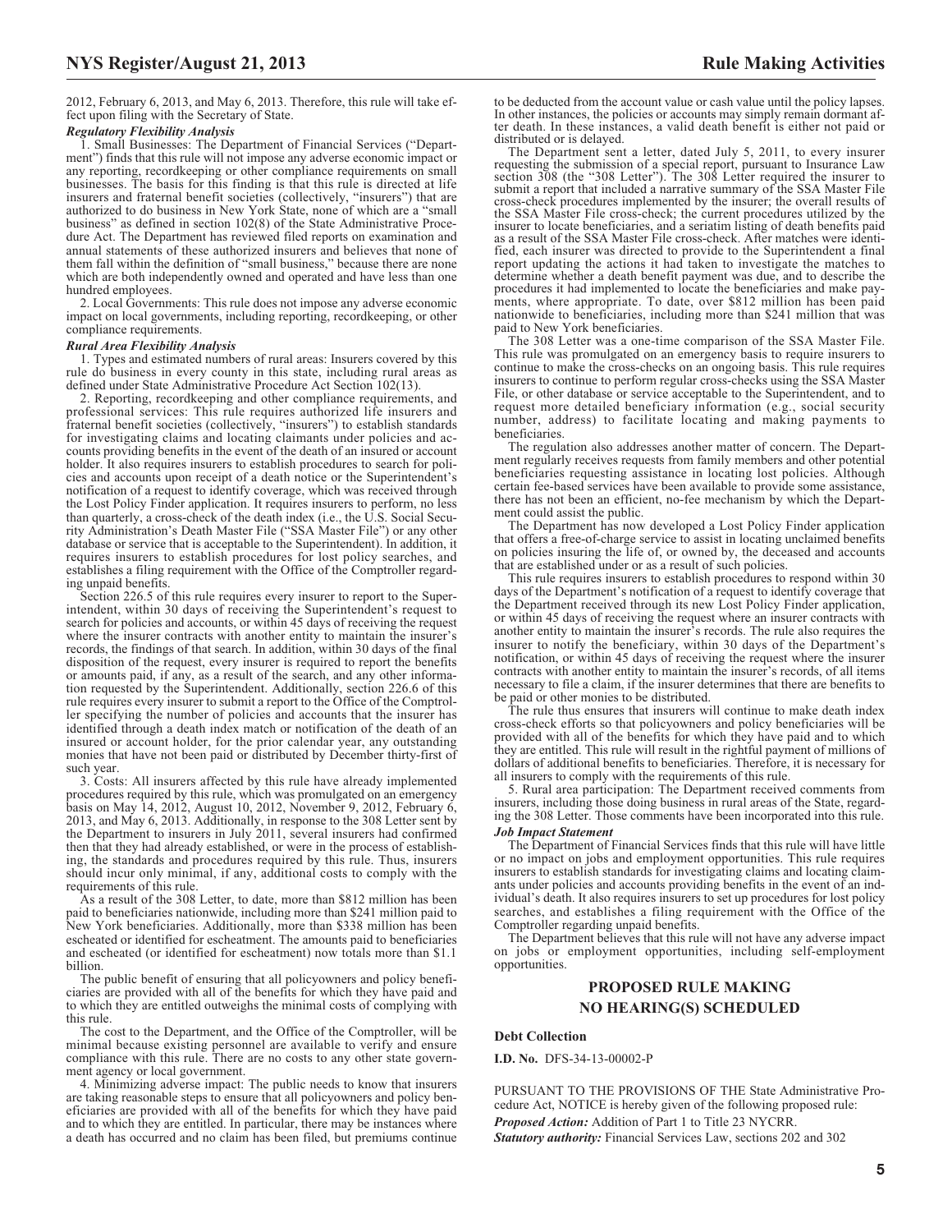2012, February 6, 2013, and May 6, 2013. Therefore, this rule will take effect upon filing with the Secretary of State.

***Regulatory Flexibility Analysis***

1. Small Businesses: The Department of Financial Services ("Department") finds that this rule will not impose any adverse economic impact or any reporting, recordkeeping or other compliance requirements on small businesses. The basis for this finding is that this rule is directed at life insurers and fraternal benefit societies (collectively, "insurers") that are authorized to do business in New York State, none of which are a "small business" as defined in section 102(8) of the State Administrative Procedure Act. The Department has reviewed filed reports on examination and annual statements of these authorized insurers and believes that none of them fall within the definition of "small business," because there are none which are both independently owned and operated and have less than one hundred employees.

2. Local Governments: This rule does not impose any adverse economic impact on local governments, including reporting, recordkeeping, or other compliance requirements.

***Rural Area Flexibility Analysis***

1. Types and estimated numbers of rural areas: Insurers covered by this rule do business in every county in this state, including rural areas as defined under State Administrative Procedure Act Section 102(13).

2. Reporting, recordkeeping and other compliance requirements, and professional services: This rule requires authorized life insurers and fraternal benefit societies (collectively, "insurers") to establish standards for investigating claims and locating claimants under policies and accounts providing benefits in the event of the death of an insured or account holder. It also requires insurers to establish procedures to search for policies and accounts upon receipt of a death notice or the Superintendent's notification of a request to identify coverage, which was received through the Lost Policy Finder application. It requires insurers to perform, no less than quarterly, a cross-check of the death index (i.e., the U.S. Social Security Administration's Death Master File ("SSA Master File") or any other database or service that is acceptable to the Superintendent). In addition, it requires insurers to establish procedures for lost policy searches, and establishes a filing requirement with the Office of the Comptroller regarding unpaid benefits.

Section 226.5 of this rule requires every insurer to report to the Superintendent, within 30 days of receiving the Superintendent's request to search for policies and accounts, or within 45 days of receiving the request where the insurer contracts with another entity to maintain the insurer's records, the findings of that search. In addition, within 30 days of the final disposition of the request, every insurer is required to report the benefits or amounts paid, if any, as a result of the search, and any other information requested by the Superintendent. Additionally, section 226.6 of this rule requires every insurer to submit a report to the Office of the Comptroller specifying the number of policies and accounts that the insurer has identified through a death index match or notification of the death of an insured or account holder, for the prior calendar year, any outstanding monies that have not been paid or distributed by December thirty-first of such year.

3. Costs: All insurers affected by this rule have already implemented procedures required by this rule, which was promulgated on an emergency basis on May 14, 2012, August 10, 2012, November 9, 2012, February 6, 2013, and May 6, 2013. Additionally, in response to the 308 Letter sent by the Department to insurers in July 2011, several insurers had confirmed then that they had already established, or were in the process of establishing, the standards and procedures required by this rule. Thus, insurers should incur only minimal, if any, additional costs to comply with the requirements of this rule.

As a result of the 308 Letter, to date, more than $812 million has been paid to beneficiaries nationwide, including more than $241 million paid to New York beneficiaries. Additionally, more than $338 million has been escheated or identified for escheatment. The amounts paid to beneficiaries and escheated (or identified for escheatment) now totals more than $1.1 billion.

The public benefit of ensuring that all policyowners and policy beneficiaries are provided with all of the benefits for which they have paid and to which they are entitled outweighs the minimal costs of complying with this rule.

The cost to the Department, and the Office of the Comptroller, will be minimal because existing personnel are available to verify and ensure compliance with this rule. There are no costs to any other state government agency or local government.

4. Minimizing adverse impact: The public needs to know that insurers are taking reasonable steps to ensure that all policyowners and policy beneficiaries are provided with all of the benefits for which they have paid and to which they are entitled. In particular, there may be instances where a death has occurred and no claim has been filed, but premiums continue to be deducted from the account value or cash value until the policy lapses. In other instances, the policies or accounts may simply remain dormant after death. In these instances, a valid death benefit is either not paid or distributed or is delayed.

The Department sent a letter, dated July 5, 2011, to every insurer requesting the submission of a special report, pursuant to Insurance Law section 308 (the "308 Letter"). The 308 Letter required the insurer to submit a report that included a narrative summary of the SSA Master File cross-check procedures implemented by the insurer; the overall results of the SSA Master File cross-check; the current procedures utilized by the insurer to locate beneficiaries, and a seriatim listing of death benefits paid as a result of the SSA Master File cross-check. After matches were identified, each insurer was directed to provide to the Superintendent a final report updating the actions it had taken to investigate the matches to determine whether a death benefit payment was due, and to describe the procedures it had implemented to locate the beneficiaries and make payments, where appropriate. To date, over $812 million has been paid nationwide to beneficiaries, including more than $241 million that was paid to New York beneficiaries.

The 308 Letter was a one-time comparison of the SSA Master File. This rule was promulgated on an emergency basis to require insurers to continue to make the cross-checks on an ongoing basis. This rule requires insurers to continue to perform regular cross-checks using the SSA Master File, or other database or service acceptable to the Superintendent, and to request more detailed beneficiary information (e.g., social security number, address) to facilitate locating and making payments to beneficiaries.

The regulation also addresses another matter of concern. The Department regularly receives requests from family members and other potential beneficiaries requesting assistance in locating lost policies. Although certain fee-based services have been available to provide some assistance, there has not been an efficient, no-fee mechanism by which the Department could assist the public.

The Department has now developed a Lost Policy Finder application that offers a free-of-charge service to assist in locating unclaimed benefits on policies insuring the life of, or owned by, the deceased and accounts that are established under or as a result of such policies.

This rule requires insurers to establish procedures to respond within 30 days of the Department's notification of a request to identify coverage that the Department received through its new Lost Policy Finder application, or within 45 days of receiving the request where an insurer contracts with another entity to maintain the insurer's records. The rule also requires the insurer to notify the beneficiary, within 30 days of the Department's notification, or within 45 days of receiving the request where the insurer contracts with another entity to maintain the insurer's records, of all items necessary to file a claim, if the insurer determines that there are benefits to be paid or other monies to be distributed.

The rule thus ensures that insurers will continue to make death index cross-check efforts so that policyowners and policy beneficiaries will be provided with all of the benefits for which they have paid and to which they are entitled. This rule will result in the rightful payment of millions of dollars of additional benefits to beneficiaries. Therefore, it is necessary for all insurers to comply with the requirements of this rule.

5. Rural area participation: The Department received comments from insurers, including those doing business in rural areas of the State, regarding the 308 Letter. Those comments have been incorporated into this rule.

***Job Impact Statement***

The Department of Financial Services finds that this rule will have little or no impact on jobs and employment opportunities. This rule requires insurers to establish standards for investigating claims and locating claimants under policies and accounts providing benefits in the event of an individual's death. It also requires insurers to set up procedures for lost policy searches, and establishes a filing requirement with the Office of the Comptroller regarding unpaid benefits.

The Department believes that this rule will not have any adverse impact on jobs or employment opportunities, including self-employment opportunities.

## PROPOSED RULE MAKING
## NO HEARING(S) SCHEDULED

### Debt Collection

**I.D. No.** DFS-34-13-00002-P

PURSUANT TO THE PROVISIONS OF THE State Administrative Procedure Act, NOTICE is hereby given of the following proposed rule:

***Proposed Action:*** Addition of Part 1 to Title 23 NYCRR.

***Statutory authority:*** Financial Services Law, sections 202 and 302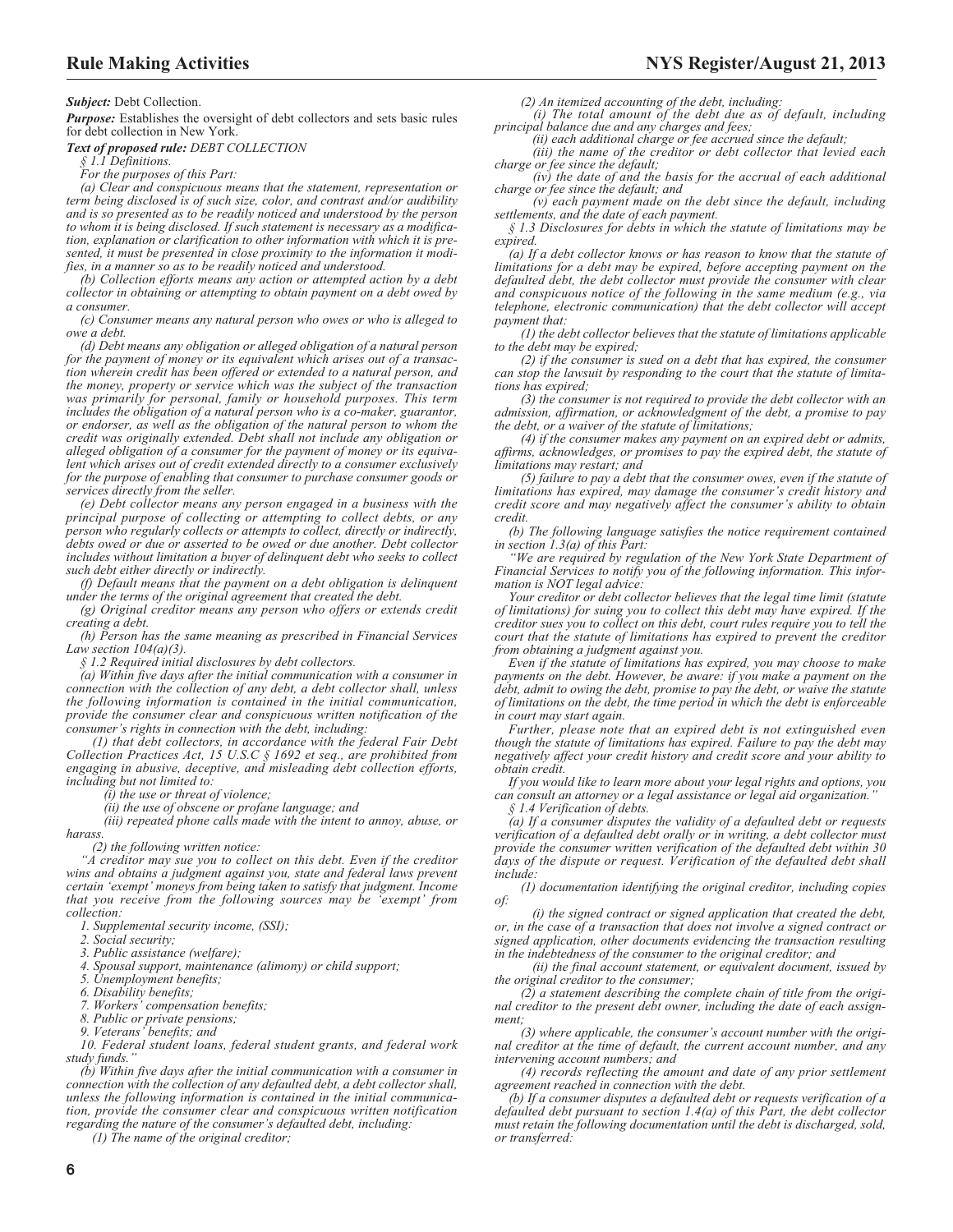***Subject:*** Debt Collection.

***Purpose:*** Establishes the oversight of debt collectors and sets basic rules for debt collection in New York.

***Text of proposed rule:*** *DEBT COLLECTION*

*§ 1.1 Definitions.*

*For the purposes of this Part:*

*(a) Clear and conspicuous means that the statement, representation or term being disclosed is of such size, color, and contrast and/or audibility and is so presented as to be readily noticed and understood by the person to whom it is being disclosed. If such statement is necessary as a modification, explanation or clarification to other information with which it is presented, it must be presented in close proximity to the information it modifies, in a manner so as to be readily noticed and understood.*

*(b) Collection efforts means any action or attempted action by a debt collector in obtaining or attempting to obtain payment on a debt owed by a consumer.*

*(c) Consumer means any natural person who owes or who is alleged to owe a debt.*

*(d) Debt means any obligation or alleged obligation of a natural person for the payment of money or its equivalent which arises out of a transaction wherein credit has been offered or extended to a natural person, and the money, property or service which was the subject of the transaction was primarily for personal, family or household purposes. This term includes the obligation of a natural person who is a co-maker, guarantor, or endorser, as well as the obligation of the natural person to whom the credit was originally extended. Debt shall not include any obligation or alleged obligation of a consumer for the payment of money or its equivalent which arises out of credit extended directly to a consumer exclusively for the purpose of enabling that consumer to purchase consumer goods or services directly from the seller.*

*(e) Debt collector means any person engaged in a business with the principal purpose of collecting or attempting to collect debts, or any person who regularly collects or attempts to collect, directly or indirectly, debts owed or due or asserted to be owed or due another. Debt collector includes without limitation a buyer of delinquent debt who seeks to collect such debt either directly or indirectly.*

*(f) Default means that the payment on a debt obligation is delinquent under the terms of the original agreement that created the debt.*

*(g) Original creditor means any person who offers or extends credit creating a debt.*

*(h) Person has the same meaning as prescribed in Financial Services Law section 104(a)(3).*

*§ 1.2 Required initial disclosures by debt collectors.*

*(a) Within five days after the initial communication with a consumer in connection with the collection of any debt, a debt collector shall, unless the following information is contained in the initial communication, provide the consumer clear and conspicuous written notification of the consumer's rights in connection with the debt, including:*

*(1) that debt collectors, in accordance with the federal Fair Debt Collection Practices Act, 15 U.S.C § 1692 et seq., are prohibited from engaging in abusive, deceptive, and misleading debt collection efforts, including but not limited to:*

*(i) the use or threat of violence;*

*(ii) the use of obscene or profane language; and*

*(iii) repeated phone calls made with the intent to annoy, abuse, or harass.*

*(2) the following written notice:*

*"A creditor may sue you to collect on this debt. Even if the creditor wins and obtains a judgment against you, state and federal laws prevent certain 'exempt' moneys from being taken to satisfy that judgment. Income that you receive from the following sources may be 'exempt' from collection:*

*1. Supplemental security income, (SSI);*

*2. Social security;*

*3. Public assistance (welfare);*

*4. Spousal support, maintenance (alimony) or child support;*

*5. Unemployment benefits;*

*6. Disability benefits;*

*7. Workers' compensation benefits;*

*8. Public or private pensions;*

*9. Veterans' benefits; and*

*10. Federal student loans, federal student grants, and federal work study funds."*

*(b) Within five days after the initial communication with a consumer in connection with the collection of any defaulted debt, a debt collector shall, unless the following information is contained in the initial communication, provide the consumer clear and conspicuous written notification regarding the nature of the consumer's defaulted debt, including:*

*(1) The name of the original creditor;*

*(2) An itemized accounting of the debt, including:*

*(i) The total amount of the debt due as of default, including principal balance due and any charges and fees;*

*(ii) each additional charge or fee accrued since the default;*

*(iii) the name of the creditor or debt collector that levied each charge or fee since the default;*

*(iv) the date of and the basis for the accrual of each additional charge or fee since the default; and*

*(v) each payment made on the debt since the default, including settlements, and the date of each payment.*

*§ 1.3 Disclosures for debts in which the statute of limitations may be expired.*

*(a) If a debt collector knows or has reason to know that the statute of limitations for a debt may be expired, before accepting payment on the defaulted debt, the debt collector must provide the consumer with clear and conspicuous notice of the following in the same medium (e.g., via telephone, electronic communication) that the debt collector will accept payment that:*

*(1) the debt collector believes that the statute of limitations applicable to the debt may be expired;*

*(2) if the consumer is sued on a debt that has expired, the consumer can stop the lawsuit by responding to the court that the statute of limitations has expired;*

*(3) the consumer is not required to provide the debt collector with an admission, affirmation, or acknowledgment of the debt, a promise to pay the debt, or a waiver of the statute of limitations;*

*(4) if the consumer makes any payment on an expired debt or admits, affirms, acknowledges, or promises to pay the expired debt, the statute of limitations may restart; and*

*(5) failure to pay a debt that the consumer owes, even if the statute of limitations has expired, may damage the consumer's credit history and credit score and may negatively affect the consumer's ability to obtain credit.*

*(b) The following language satisfies the notice requirement contained in section 1.3(a) of this Part:*

*"We are required by regulation of the New York State Department of Financial Services to notify you of the following information. This information is NOT legal advice:*

*Your creditor or debt collector believes that the legal time limit (statute of limitations) for suing you to collect this debt may have expired. If the creditor sues you to collect on this debt, court rules require you to tell the court that the statute of limitations has expired to prevent the creditor from obtaining a judgment against you.*

*Even if the statute of limitations has expired, you may choose to make payments on the debt. However, be aware: if you make a payment on the debt, admit to owing the debt, promise to pay the debt, or waive the statute of limitations on the debt, the time period in which the debt is enforceable in court may start again.*

*Further, please note that an expired debt is not extinguished even though the statute of limitations has expired. Failure to pay the debt may negatively affect your credit history and credit score and your ability to obtain credit.*

*If you would like to learn more about your legal rights and options, you can consult an attorney or a legal assistance or legal aid organization."*

*§ 1.4 Verification of debts.*

*(a) If a consumer disputes the validity of a defaulted debt or requests verification of a defaulted debt orally or in writing, a debt collector must provide the consumer written verification of the defaulted debt within 30 days of the dispute or request. Verification of the defaulted debt shall include:*

*(1) documentation identifying the original creditor, including copies of:*

*(i) the signed contract or signed application that created the debt, or, in the case of a transaction that does not involve a signed contract or signed application, other documents evidencing the transaction resulting in the indebtedness of the consumer to the original creditor; and*

*(ii) the final account statement, or equivalent document, issued by the original creditor to the consumer;*

*(2) a statement describing the complete chain of title from the original creditor to the present debt owner, including the date of each assignment;*

*(3) where applicable, the consumer's account number with the original creditor at the time of default, the current account number, and any intervening account numbers; and*

*(4) records reflecting the amount and date of any prior settlement agreement reached in connection with the debt.*

*(b) If a consumer disputes a defaulted debt or requests verification of a defaulted debt pursuant to section 1.4(a) of this Part, the debt collector must retain the following documentation until the debt is discharged, sold, or transferred:*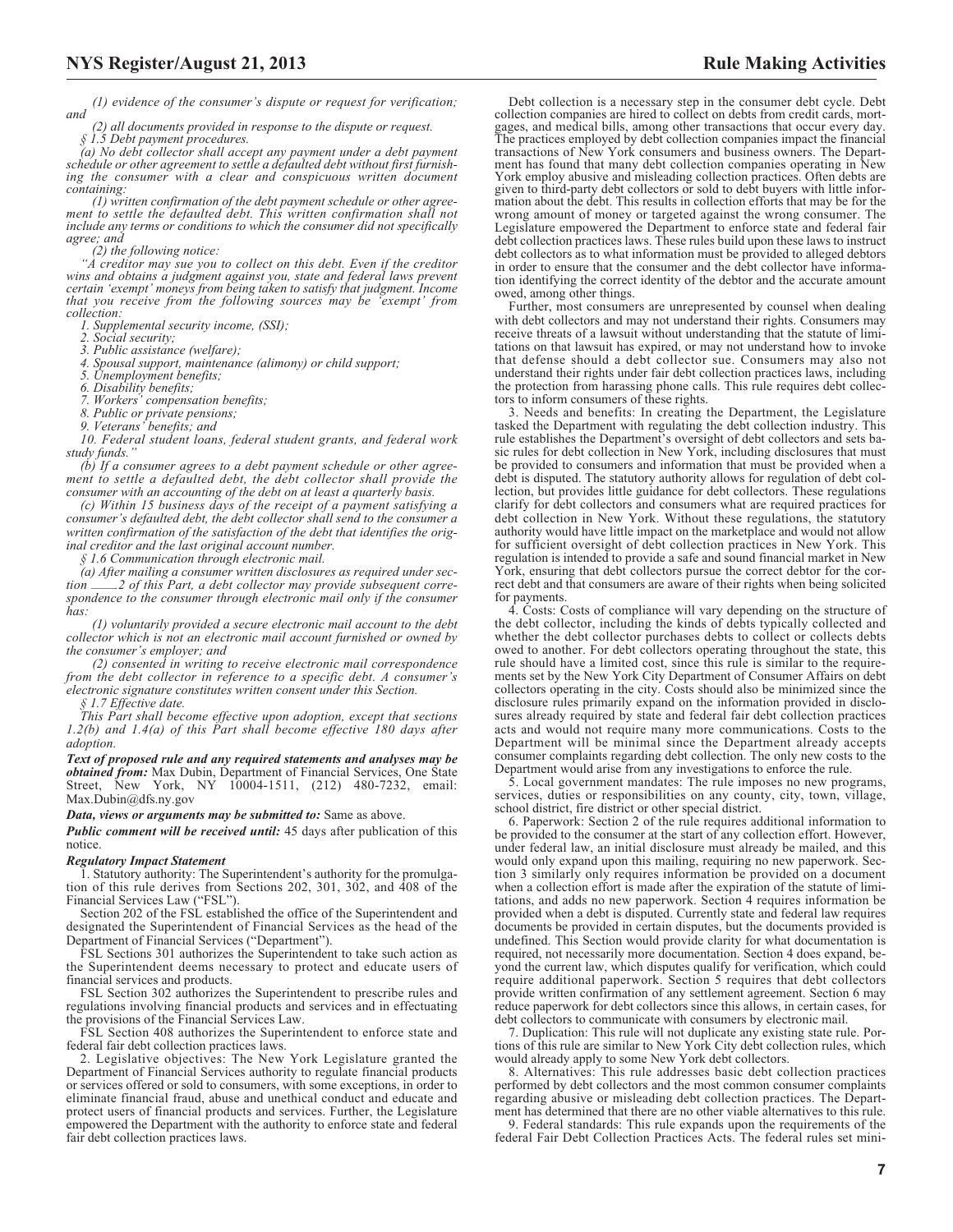*(1) evidence of the consumer's dispute or request for verification; and*

*(2) all documents provided in response to the dispute or request.*

*§ 1.5 Debt payment procedures.*

*(a) No debt collector shall accept any payment under a debt payment schedule or other agreement to settle a defaulted debt without first furnishing the consumer with a clear and conspicuous written document containing:*

*(1) written confirmation of the debt payment schedule or other agreement to settle the defaulted debt. This written confirmation shall not include any terms or conditions to which the consumer did not specifically agree; and*

*(2) the following notice:*

*"A creditor may sue you to collect on this debt. Even if the creditor wins and obtains a judgment against you, state and federal laws prevent certain 'exempt' moneys from being taken to satisfy that judgment. Income that you receive from the following sources may be 'exempt' from collection:*

*1. Supplemental security income, (SSI);*

*2. Social security;*

*3. Public assistance (welfare);*

*4. Spousal support, maintenance (alimony) or child support;*

*5. Unemployment benefits;*

*6. Disability benefits;*

*7. Workers' compensation benefits;*

*8. Public or private pensions;*

*9. Veterans' benefits; and*

*10. Federal student loans, federal student grants, and federal work study funds."*

*(b) If a consumer agrees to a debt payment schedule or other agreement to settle a defaulted debt, the debt collector shall provide the consumer with an accounting of the debt on at least a quarterly basis.*

*(c) Within 15 business days of the receipt of a payment satisfying a consumer's defaulted debt, the debt collector shall send to the consumer a written confirmation of the satisfaction of the debt that identifies the original creditor and the last original account number.*

*§ 1.6 Communication through electronic mail.*

*(a) After mailing a consumer written disclosures as required under section ___2 of this Part, a debt collector may provide subsequent correspondence to the consumer through electronic mail only if the consumer has:*

*(1) voluntarily provided a secure electronic mail account to the debt collector which is not an electronic mail account furnished or owned by the consumer's employer; and*

*(2) consented in writing to receive electronic mail correspondence from the debt collector in reference to a specific debt. A consumer's electronic signature constitutes written consent under this Section.*

*§ 1.7 Effective date.*

*This Part shall become effective upon adoption, except that sections 1.2(b) and 1.4(a) of this Part shall become effective 180 days after adoption.*

***Text of proposed rule and any required statements and analyses may be obtained from:*** Max Dubin, Department of Financial Services, One State Street, New York, NY 10004-1511, (212) 480-7232, email: Max.Dubin@dfs.ny.gov

***Data, views or arguments may be submitted to:*** Same as above.

***Public comment will be received until:*** 45 days after publication of this notice.

***Regulatory Impact Statement***

1. Statutory authority: The Superintendent's authority for the promulgation of this rule derives from Sections 202, 301, 302, and 408 of the Financial Services Law ("FSL").

Section 202 of the FSL established the office of the Superintendent and designated the Superintendent of Financial Services as the head of the Department of Financial Services ("Department").

FSL Sections 301 authorizes the Superintendent to take such action as the Superintendent deems necessary to protect and educate users of financial services and products.

FSL Section 302 authorizes the Superintendent to prescribe rules and regulations involving financial products and services and in effectuating the provisions of the Financial Services Law.

FSL Section 408 authorizes the Superintendent to enforce state and federal fair debt collection practices laws.

2. Legislative objectives: The New York Legislature granted the Department of Financial Services authority to regulate financial products or services offered or sold to consumers, with some exceptions, in order to eliminate financial fraud, abuse and unethical conduct and educate and protect users of financial products and services. Further, the Legislature empowered the Department with the authority to enforce state and federal fair debt collection practices laws.

Debt collection is a necessary step in the consumer debt cycle. Debt collection companies are hired to collect on debts from credit cards, mortgages, and medical bills, among other transactions that occur every day. The practices employed by debt collection companies impact the financial transactions of New York consumers and business owners. The Department has found that many debt collection companies operating in New York employ abusive and misleading collection practices. Often debts are given to third-party debt collectors or sold to debt buyers with little information about the debt. This results in collection efforts that may be for the wrong amount of money or targeted against the wrong consumer. The Legislature empowered the Department to enforce state and federal fair debt collection practices laws. These rules build upon these laws to instruct debt collectors as to what information must be provided to alleged debtors in order to ensure that the consumer and the debt collector have information identifying the correct identity of the debtor and the accurate amount owed, among other things.

Further, most consumers are unrepresented by counsel when dealing with debt collectors and may not understand their rights. Consumers may receive threats of a lawsuit without understanding that the statute of limitations on that lawsuit has expired, or may not understand how to invoke that defense should a debt collector sue. Consumers may also not understand their rights under fair debt collection practices laws, including the protection from harassing phone calls. This rule requires debt collectors to inform consumers of these rights.

3. Needs and benefits: In creating the Department, the Legislature tasked the Department with regulating the debt collection industry. This rule establishes the Department's oversight of debt collectors and sets basic rules for debt collection in New York, including disclosures that must be provided to consumers and information that must be provided when a debt is disputed. The statutory authority allows for regulation of debt collection, but provides little guidance for debt collectors. These regulations clarify for debt collectors and consumers what are required practices for debt collection in New York. Without these regulations, the statutory authority would have little impact on the marketplace and would not allow for sufficient oversight of debt collection practices in New York. This regulation is intended to provide a safe and sound financial market in New York, ensuring that debt collectors pursue the correct debtor for the correct debt and that consumers are aware of their rights when being solicited for payments.

4. Costs: Costs of compliance will vary depending on the structure of the debt collector, including the kinds of debts typically collected and whether the debt collector purchases debts to collect or collects debts owed to another. For debt collectors operating throughout the state, this rule should have a limited cost, since this rule is similar to the requirements set by the New York City Department of Consumer Affairs on debt collectors operating in the city. Costs should also be minimized since the disclosure rules primarily expand on the information provided in disclosures already required by state and federal fair debt collection practices acts and would not require many more communications. Costs to the Department will be minimal since the Department already accepts consumer complaints regarding debt collection. The only new costs to the Department would arise from any investigations to enforce the rule.

5. Local government mandates: The rule imposes no new programs, services, duties or responsibilities on any county, city, town, village, school district, fire district or other special district.

6. Paperwork: Section 2 of the rule requires additional information to be provided to the consumer at the start of any collection effort. However, under federal law, an initial disclosure must already be mailed, and this would only expand upon this mailing, requiring no new paperwork. Section 3 similarly only requires information be provided on a document when a collection effort is made after the expiration of the statute of limitations, and adds no new paperwork. Section 4 requires information be provided when a debt is disputed. Currently state and federal law requires documents be provided in certain disputes, but the documents provided is undefined. This Section would provide clarity for what documentation is required, not necessarily more documentation. Section 4 does expand, beyond the current law, which disputes qualify for verification, which could require additional paperwork. Section 5 requires that debt collectors provide written confirmation of any settlement agreement. Section 6 may reduce paperwork for debt collectors since this allows, in certain cases, for debt collectors to communicate with consumers by electronic mail.

7. Duplication: This rule will not duplicate any existing state rule. Portions of this rule are similar to New York City debt collection rules, which would already apply to some New York debt collectors.

8. Alternatives: This rule addresses basic debt collection practices performed by debt collectors and the most common consumer complaints regarding abusive or misleading debt collection practices. The Department has determined that there are no other viable alternatives to this rule.

9. Federal standards: This rule expands upon the requirements of the federal Fair Debt Collection Practices Acts. The federal rules set mini-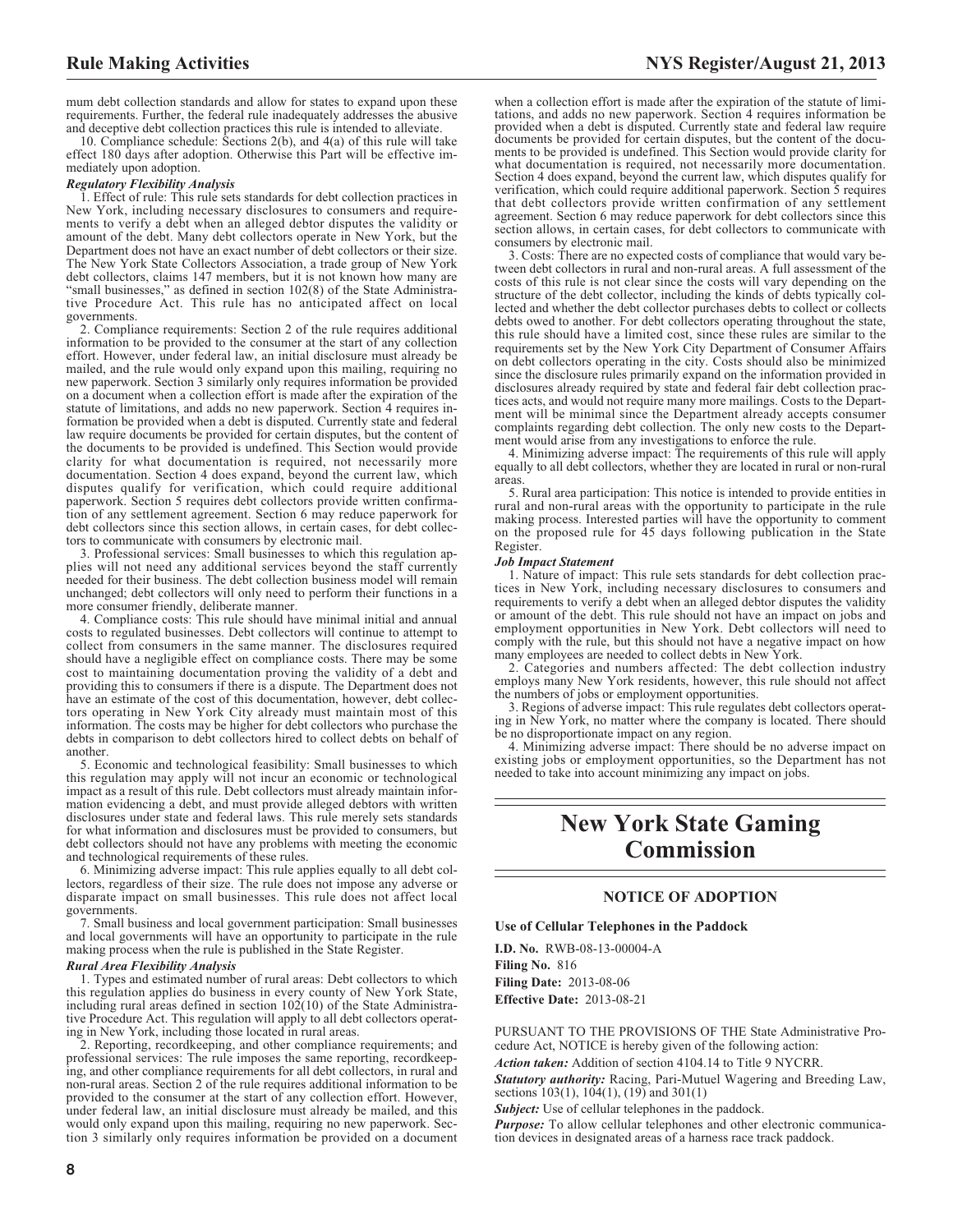mum debt collection standards and allow for states to expand upon these requirements. Further, the federal rule inadequately addresses the abusive and deceptive debt collection practices this rule is intended to alleviate.

10. Compliance schedule: Sections 2(b), and 4(a) of this rule will take effect 180 days after adoption. Otherwise this Part will be effective immediately upon adoption.

***Regulatory Flexibility Analysis***

1. Effect of rule: This rule sets standards for debt collection practices in New York, including necessary disclosures to consumers and requirements to verify a debt when an alleged debtor disputes the validity or amount of the debt. Many debt collectors operate in New York, but the Department does not have an exact number of debt collectors or their size. The New York State Collectors Association, a trade group of New York debt collectors, claims 147 members, but it is not known how many are "small businesses," as defined in section 102(8) of the State Administrative Procedure Act. This rule has no anticipated affect on local governments.

2. Compliance requirements: Section 2 of the rule requires additional information to be provided to the consumer at the start of any collection effort. However, under federal law, an initial disclosure must already be mailed, and the rule would only expand upon this mailing, requiring no new paperwork. Section 3 similarly only requires information be provided on a document when a collection effort is made after the expiration of the statute of limitations, and adds no new paperwork. Section 4 requires information be provided when a debt is disputed. Currently state and federal law require documents be provided for certain disputes, but the content of the documents to be provided is undefined. This Section would provide clarity for what documentation is required, not necessarily more documentation. Section 4 does expand, beyond the current law, which disputes qualify for verification, which could require additional paperwork. Section 5 requires debt collectors provide written confirmation of any settlement agreement. Section 6 may reduce paperwork for debt collectors since this section allows, in certain cases, for debt collectors to communicate with consumers by electronic mail.

3. Professional services: Small businesses to which this regulation applies will not need any additional services beyond the staff currently needed for their business. The debt collection business model will remain unchanged; debt collectors will only need to perform their functions in a more consumer friendly, deliberate manner.

4. Compliance costs: This rule should have minimal initial and annual costs to regulated businesses. Debt collectors will continue to attempt to collect from consumers in the same manner. The disclosures required should have a negligible effect on compliance costs. There may be some cost to maintaining documentation proving the validity of a debt and providing this to consumers if there is a dispute. The Department does not have an estimate of the cost of this documentation, however, debt collectors operating in New York City already must maintain most of this information. The costs may be higher for debt collectors who purchase the debts in comparison to debt collectors hired to collect debts on behalf of another.

5. Economic and technological feasibility: Small businesses to which this regulation may apply will not incur an economic or technological impact as a result of this rule. Debt collectors must already maintain information evidencing a debt, and must provide alleged debtors with written disclosures under state and federal laws. This rule merely sets standards for what information and disclosures must be provided to consumers, but debt collectors should not have any problems with meeting the economic and technological requirements of these rules.

6. Minimizing adverse impact: This rule applies equally to all debt collectors, regardless of their size. The rule does not impose any adverse or disparate impact on small businesses. This rule does not affect local governments.

7. Small business and local government participation: Small businesses and local governments will have an opportunity to participate in the rule making process when the rule is published in the State Register.

***Rural Area Flexibility Analysis***

1. Types and estimated number of rural areas: Debt collectors to which this regulation applies do business in every county of New York State, including rural areas defined in section 102(10) of the State Administrative Procedure Act. This regulation will apply to all debt collectors operating in New York, including those located in rural areas.

2. Reporting, recordkeeping, and other compliance requirements; and professional services: The rule imposes the same reporting, recordkeeping, and other compliance requirements for all debt collectors, in rural and non-rural areas. Section 2 of the rule requires additional information to be provided to the consumer at the start of any collection effort. However, under federal law, an initial disclosure must already be mailed, and this would only expand upon this mailing, requiring no new paperwork. Section 3 similarly only requires information be provided on a document when a collection effort is made after the expiration of the statute of limitations, and adds no new paperwork. Section 4 requires information be provided when a debt is disputed. Currently state and federal law require documents be provided for certain disputes, but the content of the documents to be provided is undefined. This Section would provide clarity for what documentation is required, not necessarily more documentation. Section 4 does expand, beyond the current law, which disputes qualify for verification, which could require additional paperwork. Section 5 requires that debt collectors provide written confirmation of any settlement agreement. Section 6 may reduce paperwork for debt collectors since this section allows, in certain cases, for debt collectors to communicate with consumers by electronic mail.

3. Costs: There are no expected costs of compliance that would vary between debt collectors in rural and non-rural areas. A full assessment of the costs of this rule is not clear since the costs will vary depending on the structure of the debt collector, including the kinds of debts typically collected and whether the debt collector purchases debts to collect or collects debts owed to another. For debt collectors operating throughout the state, this rule should have a limited cost, since these rules are similar to the requirements set by the New York City Department of Consumer Affairs on debt collectors operating in the city. Costs should also be minimized since the disclosure rules primarily expand on the information provided in disclosures already required by state and federal fair debt collection practices acts, and would not require many more mailings. Costs to the Department will be minimal since the Department already accepts consumer complaints regarding debt collection. The only new costs to the Department would arise from any investigations to enforce the rule.

4. Minimizing adverse impact: The requirements of this rule will apply equally to all debt collectors, whether they are located in rural or non-rural areas.

5. Rural area participation: This notice is intended to provide entities in rural and non-rural areas with the opportunity to participate in the rule making process. Interested parties will have the opportunity to comment on the proposed rule for 45 days following publication in the State Register.

***Job Impact Statement***

1. Nature of impact: This rule sets standards for debt collection practices in New York, including necessary disclosures to consumers and requirements to verify a debt when an alleged debtor disputes the validity or amount of the debt. This rule should not have an impact on jobs and employment opportunities in New York. Debt collectors will need to comply with the rule, but this should not have a negative impact on how many employees are needed to collect debts in New York.

2. Categories and numbers affected: The debt collection industry employs many New York residents, however, this rule should not affect the numbers of jobs or employment opportunities.

3. Regions of adverse impact: This rule regulates debt collectors operating in New York, no matter where the company is located. There should be no disproportionate impact on any region.

4. Minimizing adverse impact: There should be no adverse impact on existing jobs or employment opportunities, so the Department has not needed to take into account minimizing any impact on jobs.

# New York State Gaming Commission

## NOTICE OF ADOPTION

**Use of Cellular Telephones in the Paddock**

**I.D. No.** RWB-08-13-00004-A
**Filing No.** 816
**Filing Date:** 2013-08-06
**Effective Date:** 2013-08-21

PURSUANT TO THE PROVISIONS OF THE State Administrative Procedure Act, NOTICE is hereby given of the following action:

***Action taken:*** Addition of section 4104.14 to Title 9 NYCRR.

***Statutory authority:*** Racing, Pari-Mutuel Wagering and Breeding Law, sections 103(1), 104(1), (19) and 301(1)

***Subject:*** Use of cellular telephones in the paddock.

***Purpose:*** To allow cellular telephones and other electronic communication devices in designated areas of a harness race track paddock.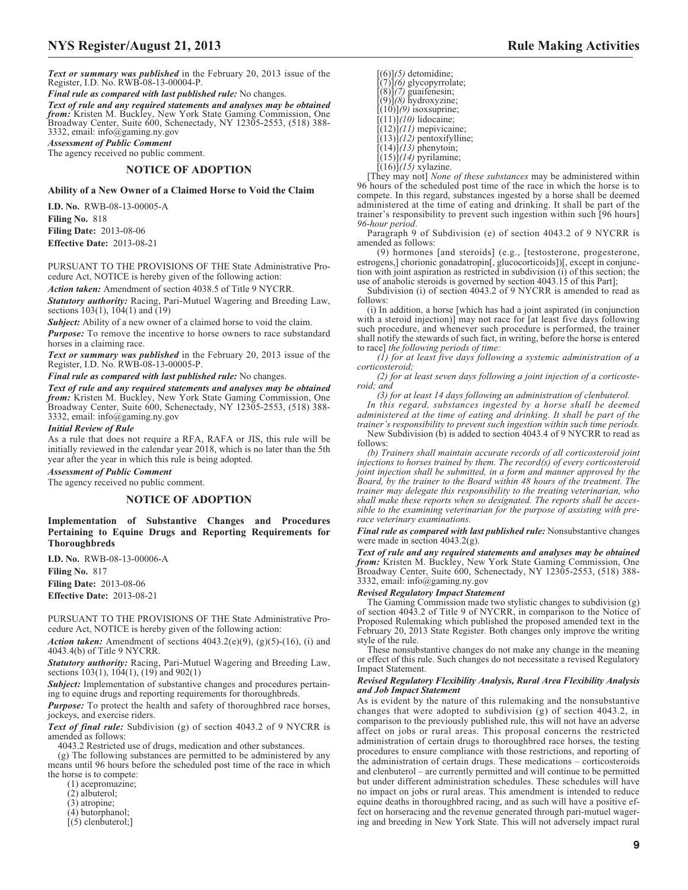*Text or summary was published* in the February 20, 2013 issue of the Register, I.D. No. RWB-08-13-00004-P.

*Final rule as compared with last published rule:* No changes.

*Text of rule and any required statements and analyses may be obtained from:* Kristen M. Buckley, New York State Gaming Commission, One Broadway Center, Suite 600, Schenectady, NY 12305-2553, (518) 388-3332, email: info@gaming.ny.gov

*Assessment of Public Comment*

The agency received no public comment.

## NOTICE OF ADOPTION

### Ability of a New Owner of a Claimed Horse to Void the Claim

**I.D. No.** RWB-08-13-00005-A

**Filing No.** 818

**Filing Date:** 2013-08-06

**Effective Date:** 2013-08-21

PURSUANT TO THE PROVISIONS OF THE State Administrative Procedure Act, NOTICE is hereby given of the following action:

*Action taken:* Amendment of section 4038.5 of Title 9 NYCRR.

*Statutory authority:* Racing, Pari-Mutuel Wagering and Breeding Law, sections 103(1), 104(1) and (19)

*Subject:* Ability of a new owner of a claimed horse to void the claim.

*Purpose:* To remove the incentive to horse owners to race substandard horses in a claiming race.

*Text or summary was published* in the February 20, 2013 issue of the Register, I.D. No. RWB-08-13-00005-P.

*Final rule as compared with last published rule:* No changes.

*Text of rule and any required statements and analyses may be obtained from:* Kristen M. Buckley, New York State Gaming Commission, One Broadway Center, Suite 600, Schenectady, NY 12305-2553, (518) 388-3332, email: info@gaming.ny.gov

*Initial Review of Rule*

As a rule that does not require a RFA, RAFA or JIS, this rule will be initially reviewed in the calendar year 2018, which is no later than the 5th year after the year in which this rule is being adopted.

*Assessment of Public Comment*

The agency received no public comment.

## NOTICE OF ADOPTION

### Implementation of Substantive Changes and Procedures Pertaining to Equine Drugs and Reporting Requirements for Thoroughbreds

**I.D. No.** RWB-08-13-00006-A

**Filing No.** 817

**Filing Date:** 2013-08-06

**Effective Date:** 2013-08-21

PURSUANT TO THE PROVISIONS OF THE State Administrative Procedure Act, NOTICE is hereby given of the following action:

*Action taken:* Amendment of sections 4043.2(e)(9), (g)(5)-(16), (i) and 4043.4(b) of Title 9 NYCRR.

*Statutory authority:* Racing, Pari-Mutuel Wagering and Breeding Law, sections 103(1), 104(1), (19) and 902(1)

*Subject:* Implementation of substantive changes and procedures pertaining to equine drugs and reporting requirements for thoroughbreds.

*Purpose:* To protect the health and safety of thoroughbred race horses, jockeys, and exercise riders.

*Text of final rule:* Subdivision (g) of section 4043.2 of 9 NYCRR is amended as follows:

4043.2 Restricted use of drugs, medication and other substances.

(g) The following substances are permitted to be administered by any means until 96 hours before the scheduled post time of the race in which the horse is to compete:

(1) acepromazine;

(2) albuterol;

(3) atropine;

(4) butorphanol;

[(5) clenbuterol;]

[(6)]*(5)* detomidine;

[(7)]*(6)* glycopyrrolate;

[(8)]*(7)* guaifenesin;

[(9)]*(8)* hydroxyzine;

[(10)]*(9)* isoxsuprine;

[(11)]*(10)* lidocaine;

[(12)]*(11)* mepivicaine;

[(13)]*(12)* pentoxifylline;

[(14)]*(13)* phenytoin;

[(15)]*(14)* pyrilamine;

[(16)]*(15)* xylazine.

[They may not] *None of these substances* may be administered within 96 hours of the scheduled post time of the race in which the horse is to compete. In this regard, substances ingested by a horse shall be deemed administered at the time of eating and drinking. It shall be part of the trainer's responsibility to prevent such ingestion within such [96 hours] *96-hour period*.

Paragraph 9 of Subdivision (e) of section 4043.2 of 9 NYCRR is amended as follows:

(9) hormones [and steroids] (e.g., [testosterone, progesterone, estrogens,] chorionic gonadatropin[, glucocorticoids])[, except in conjunction with joint aspiration as restricted in subdivision (i) of this section; the use of anabolic steroids is governed by section 4043.15 of this Part];

Subdivision (i) of section 4043.2 of 9 NYCRR is amended to read as follows:

(i) In addition, a horse [which has had a joint aspirated (in conjunction with a steroid injection)] may not race for [at least five days following such procedure, and whenever such procedure is performed, the trainer shall notify the stewards of such fact, in writing, before the horse is entered to race] *the following periods of time:*

*(1) for at least five days following a systemic administration of a corticosteroid;*

*(2) for at least seven days following a joint injection of a corticosteroid; and*

*(3) for at least 14 days following an administration of clenbuterol.*

*In this regard, substances ingested by a horse shall be deemed administered at the time of eating and drinking. It shall be part of the trainer's responsibility to prevent such ingestion within such time periods.*

New Subdivision (b) is added to section 4043.4 of 9 NYCRR to read as follows:

*(b) Trainers shall maintain accurate records of all corticosteroid joint injections to horses trained by them. The record(s) of every corticosteroid joint injection shall be submitted, in a form and manner approved by the Board, by the trainer to the Board within 48 hours of the treatment. The trainer may delegate this responsibility to the treating veterinarian, who shall make these reports when so designated. The reports shall be accessible to the examining veterinarian for the purpose of assisting with pre-race veterinary examinations.*

*Final rule as compared with last published rule:* Nonsubstantive changes were made in section 4043.2(g).

*Text of rule and any required statements and analyses may be obtained from:* Kristen M. Buckley, New York State Gaming Commission, One Broadway Center, Suite 600, Schenectady, NY 12305-2553, (518) 388-3332, email: info@gaming.ny.gov

*Revised Regulatory Impact Statement*

The Gaming Commission made two stylistic changes to subdivision (g) of section 4043.2 of Title 9 of NYCRR, in comparison to the Notice of Proposed Rulemaking which published the proposed amended text in the February 20, 2013 State Register. Both changes only improve the writing style of the rule.

These nonsubstantive changes do not make any change in the meaning or effect of this rule. Such changes do not necessitate a revised Regulatory Impact Statement.

*Revised Regulatory Flexibility Analysis, Rural Area Flexibility Analysis and Job Impact Statement*

As is evident by the nature of this rulemaking and the nonsubstantive changes that were adopted to subdivision (g) of section 4043.2, in comparison to the previously published rule, this will not have an adverse affect on jobs or rural areas. This proposal concerns the restricted administration of certain drugs to thoroughbred race horses, the testing procedures to ensure compliance with those restrictions, and reporting of the administration of certain drugs. These medications – corticosteroids and clenbuterol – are currently permitted and will continue to be permitted but under different administration schedules. These schedules will have no impact on jobs or rural areas. This amendment is intended to reduce equine deaths in thoroughbred racing, and as such will have a positive effect on horseracing and the revenue generated through pari-mutuel wagering and breeding in New York State. This will not adversely impact rural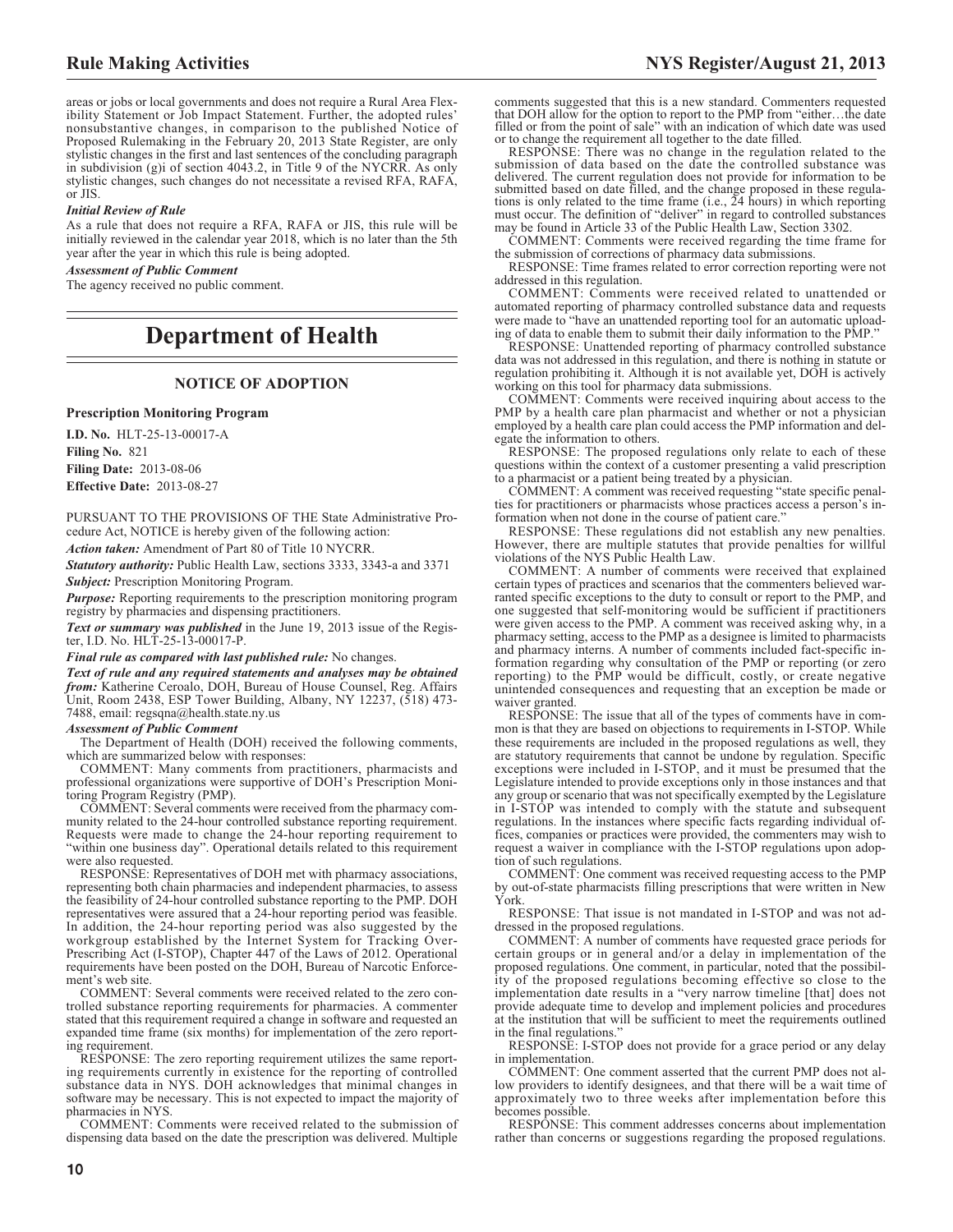areas or jobs or local governments and does not require a Rural Area Flexibility Statement or Job Impact Statement. Further, the adopted rules' nonsubstantive changes, in comparison to the published Notice of Proposed Rulemaking in the February 20, 2013 State Register, are only stylistic changes in the first and last sentences of the concluding paragraph in subdivision (g)i of section 4043.2, in Title 9 of the NYCRR. As only stylistic changes, such changes do not necessitate a revised RFA, RAFA, or JIS.

***Initial Review of Rule***

As a rule that does not require a RFA, RAFA or JIS, this rule will be initially reviewed in the calendar year 2018, which is no later than the 5th year after the year in which this rule is being adopted.

***Assessment of Public Comment***

The agency received no public comment.

# Department of Health

## NOTICE OF ADOPTION

**Prescription Monitoring Program**

**I.D. No.** HLT-25-13-00017-A
**Filing No.** 821
**Filing Date:** 2013-08-06
**Effective Date:** 2013-08-27

PURSUANT TO THE PROVISIONS OF THE State Administrative Procedure Act, NOTICE is hereby given of the following action:

***Action taken:*** Amendment of Part 80 of Title 10 NYCRR.

***Statutory authority:*** Public Health Law, sections 3333, 3343-a and 3371

***Subject:*** Prescription Monitoring Program.

***Purpose:*** Reporting requirements to the prescription monitoring program registry by pharmacies and dispensing practitioners.

***Text or summary was published*** in the June 19, 2013 issue of the Register, I.D. No. HLT-25-13-00017-P.

***Final rule as compared with last published rule:*** No changes.

***Text of rule and any required statements and analyses may be obtained from:*** Katherine Ceroalo, DOH, Bureau of House Counsel, Reg. Affairs Unit, Room 2438, ESP Tower Building, Albany, NY 12237, (518) 473-7488, email: regsqna@health.state.ny.us

***Assessment of Public Comment***

The Department of Health (DOH) received the following comments, which are summarized below with responses:

COMMENT: Many comments from practitioners, pharmacists and professional organizations were supportive of DOH's Prescription Monitoring Program Registry (PMP).

COMMENT: Several comments were received from the pharmacy community related to the 24-hour controlled substance reporting requirement. Requests were made to change the 24-hour reporting requirement to "within one business day". Operational details related to this requirement were also requested.

RESPONSE: Representatives of DOH met with pharmacy associations, representing both chain pharmacies and independent pharmacies, to assess the feasibility of 24-hour controlled substance reporting to the PMP. DOH representatives were assured that a 24-hour reporting period was feasible. In addition, the 24-hour reporting period was also suggested by the workgroup established by the Internet System for Tracking Over-Prescribing Act (I-STOP), Chapter 447 of the Laws of 2012. Operational requirements have been posted on the DOH, Bureau of Narcotic Enforcement's web site.

COMMENT: Several comments were received related to the zero controlled substance reporting requirements for pharmacies. A commenter stated that this requirement required a change in software and requested an expanded time frame (six months) for implementation of the zero reporting requirement.

RESPONSE: The zero reporting requirement utilizes the same reporting requirements currently in existence for the reporting of controlled substance data in NYS. DOH acknowledges that minimal changes in software may be necessary. This is not expected to impact the majority of pharmacies in NYS.

COMMENT: Comments were received related to the submission of dispensing data based on the date the prescription was delivered. Multiple comments suggested that this is a new standard. Commenters requested that DOH allow for the option to report to the PMP from "either…the date filled or from the point of sale" with an indication of which date was used or to change the requirement all together to the date filled.

RESPONSE: There was no change in the regulation related to the submission of data based on the date the controlled substance was delivered. The current regulation does not provide for information to be submitted based on date filled, and the change proposed in these regulations is only related to the time frame (i.e., 24 hours) in which reporting must occur. The definition of "deliver" in regard to controlled substances may be found in Article 33 of the Public Health Law, Section 3302.

COMMENT: Comments were received regarding the time frame for the submission of corrections of pharmacy data submissions.

RESPONSE: Time frames related to error correction reporting were not addressed in this regulation.

COMMENT: Comments were received related to unattended or automated reporting of pharmacy controlled substance data and requests were made to "have an unattended reporting tool for an automatic uploading of data to enable them to submit their daily information to the PMP."

RESPONSE: Unattended reporting of pharmacy controlled substance data was not addressed in this regulation, and there is nothing in statute or regulation prohibiting it. Although it is not available yet, DOH is actively working on this tool for pharmacy data submissions.

COMMENT: Comments were received inquiring about access to the PMP by a health care plan pharmacist and whether or not a physician employed by a health care plan could access the PMP information and delegate the information to others.

RESPONSE: The proposed regulations only relate to each of these questions within the context of a customer presenting a valid prescription to a pharmacist or a patient being treated by a physician.

COMMENT: A comment was received requesting "state specific penalties for practitioners or pharmacists whose practices access a person's information when not done in the course of patient care."

RESPONSE: These regulations did not establish any new penalties. However, there are multiple statutes that provide penalties for willful violations of the NYS Public Health Law.

COMMENT: A number of comments were received that explained certain types of practices and scenarios that the commenters believed warranted specific exceptions to the duty to consult or report to the PMP, and one suggested that self-monitoring would be sufficient if practitioners were given access to the PMP. A comment was received asking why, in a pharmacy setting, access to the PMP as a designee is limited to pharmacists and pharmacy interns. A number of comments included fact-specific information regarding why consultation of the PMP or reporting (or zero reporting) to the PMP would be difficult, costly, or create negative unintended consequences and requesting that an exception be made or waiver granted.

RESPONSE: The issue that all of the types of comments have in common is that they are based on objections to requirements in I-STOP. While these requirements are included in the proposed regulations as well, they are statutory requirements that cannot be undone by regulation. Specific exceptions were included in I-STOP, and it must be presumed that the Legislature intended to provide exceptions only in those instances and that any group or scenario that was not specifically exempted by the Legislature in I-STOP was intended to comply with the statute and subsequent regulations. In the instances where specific facts regarding individual offices, companies or practices were provided, the commenters may wish to request a waiver in compliance with the I-STOP regulations upon adoption of such regulations.

COMMENT: One comment was received requesting access to the PMP by out-of-state pharmacists filling prescriptions that were written in New York.

RESPONSE: That issue is not mandated in I-STOP and was not addressed in the proposed regulations.

COMMENT: A number of comments have requested grace periods for certain groups or in general and/or a delay in implementation of the proposed regulations. One comment, in particular, noted that the possibility of the proposed regulations becoming effective so close to the implementation date results in a "very narrow timeline [that] does not provide adequate time to develop and implement policies and procedures at the institution that will be sufficient to meet the requirements outlined in the final regulations."

RESPONSE: I-STOP does not provide for a grace period or any delay in implementation.

COMMENT: One comment asserted that the current PMP does not allow providers to identify designees, and that there will be a wait time of approximately two to three weeks after implementation before this becomes possible.

RESPONSE: This comment addresses concerns about implementation rather than concerns or suggestions regarding the proposed regulations.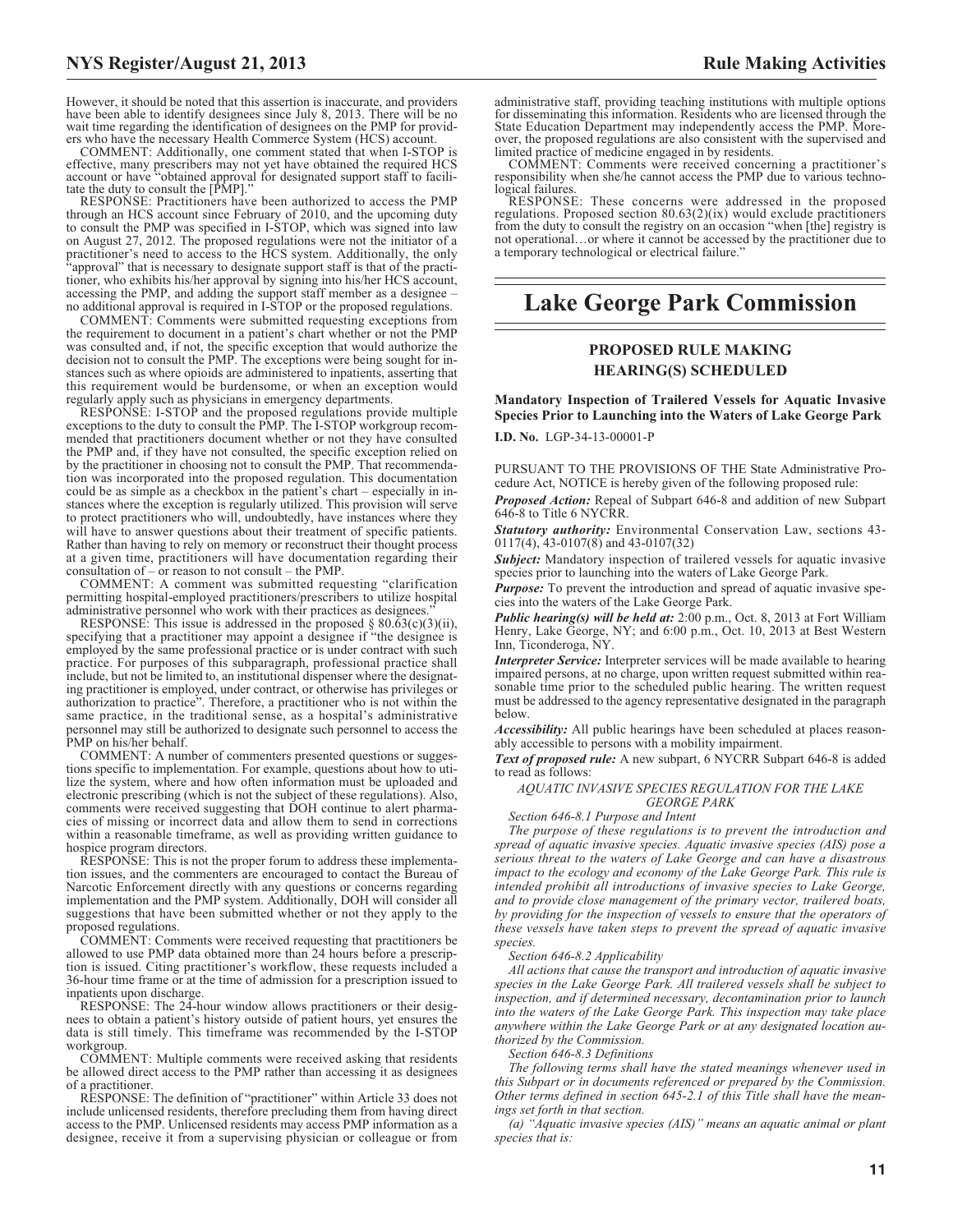However, it should be noted that this assertion is inaccurate, and providers have been able to identify designees since July 8, 2013. There will be no wait time regarding the identification of designees on the PMP for providers who have the necessary Health Commerce System (HCS) account.

COMMENT: Additionally, one comment stated that when I-STOP is effective, many prescribers may not yet have obtained the required HCS account or have "obtained approval for designated support staff to facilitate the duty to consult the [PMP]."

RESPONSE: Practitioners have been authorized to access the PMP through an HCS account since February of 2010, and the upcoming duty to consult the PMP was specified in I-STOP, which was signed into law on August 27, 2012. The proposed regulations were not the initiator of a practitioner's need to access to the HCS system. Additionally, the only "approval" that is necessary to designate support staff is that of the practitioner, who exhibits his/her approval by signing into his/her HCS account, accessing the PMP, and adding the support staff member as a designee – no additional approval is required in I-STOP or the proposed regulations.

COMMENT: Comments were submitted requesting exceptions from the requirement to document in a patient's chart whether or not the PMP was consulted and, if not, the specific exception that would authorize the decision not to consult the PMP. The exceptions were being sought for instances such as where opioids are administered to inpatients, asserting that this requirement would be burdensome, or when an exception would regularly apply such as physicians in emergency departments.

RESPONSE: I-STOP and the proposed regulations provide multiple exceptions to the duty to consult the PMP. The I-STOP workgroup recommended that practitioners document whether or not they have consulted the PMP and, if they have not consulted, the specific exception relied on by the practitioner in choosing not to consult the PMP. That recommendation was incorporated into the proposed regulation. This documentation could be as simple as a checkbox in the patient's chart – especially in instances where the exception is regularly utilized. This provision will serve to protect practitioners who will, undoubtedly, have instances where they will have to answer questions about their treatment of specific patients. Rather than having to rely on memory or reconstruct their thought process at a given time, practitioners will have documentation regarding their consultation of – or reason to not consult – the PMP.

COMMENT: A comment was submitted requesting "clarification permitting hospital-employed practitioners/prescribers to utilize hospital administrative personnel who work with their practices as designees."

RESPONSE: This issue is addressed in the proposed § 80.63(c)(3)(ii), specifying that a practitioner may appoint a designee if "the designee is employed by the same professional practice or is under contract with such practice. For purposes of this subparagraph, professional practice shall include, but not be limited to, an institutional dispenser where the designating practitioner is employed, under contract, or otherwise has privileges or authorization to practice". Therefore, a practitioner who is not within the same practice, in the traditional sense, as a hospital's administrative personnel may still be authorized to designate such personnel to access the PMP on his/her behalf.

COMMENT: A number of commenters presented questions or suggestions specific to implementation. For example, questions about how to utilize the system, where and how often information must be uploaded and electronic prescribing (which is not the subject of these regulations). Also, comments were received suggesting that DOH continue to alert pharmacies of missing or incorrect data and allow them to send in corrections within a reasonable timeframe, as well as providing written guidance to hospice program directors.

RESPONSE: This is not the proper forum to address these implementation issues, and the commenters are encouraged to contact the Bureau of Narcotic Enforcement directly with any questions or concerns regarding implementation and the PMP system. Additionally, DOH will consider all suggestions that have been submitted whether or not they apply to the proposed regulations.

COMMENT: Comments were received requesting that practitioners be allowed to use PMP data obtained more than 24 hours before a prescription is issued. Citing practitioner's workflow, these requests included a 36-hour time frame or at the time of admission for a prescription issued to inpatients upon discharge.

RESPONSE: The 24-hour window allows practitioners or their designees to obtain a patient's history outside of patient hours, yet ensures the data is still timely. This timeframe was recommended by the I-STOP workgroup.

COMMENT: Multiple comments were received asking that residents be allowed direct access to the PMP rather than accessing it as designees of a practitioner.

RESPONSE: The definition of "practitioner" within Article 33 does not include unlicensed residents, therefore precluding them from having direct access to the PMP. Unlicensed residents may access PMP information as a designee, receive it from a supervising physician or colleague or from administrative staff, providing teaching institutions with multiple options for disseminating this information. Residents who are licensed through the State Education Department may independently access the PMP. Moreover, the proposed regulations are also consistent with the supervised and limited practice of medicine engaged in by residents.

COMMENT: Comments were received concerning a practitioner's responsibility when she/he cannot access the PMP due to various technological failures.

RESPONSE: These concerns were addressed in the proposed regulations. Proposed section 80.63(2)(ix) would exclude practitioners from the duty to consult the registry on an occasion "when [the] registry is not operational…or where it cannot be accessed by the practitioner due to a temporary technological or electrical failure."

# Lake George Park Commission

## PROPOSED RULE MAKING HEARING(S) SCHEDULED

### Mandatory Inspection of Trailered Vessels for Aquatic Invasive Species Prior to Launching into the Waters of Lake George Park

**I.D. No.** LGP-34-13-00001-P

PURSUANT TO THE PROVISIONS OF THE State Administrative Procedure Act, NOTICE is hereby given of the following proposed rule:

***Proposed Action:*** Repeal of Subpart 646-8 and addition of new Subpart 646-8 to Title 6 NYCRR.

***Statutory authority:*** Environmental Conservation Law, sections 43-0117(4), 43-0107(8) and 43-0107(32)

***Subject:*** Mandatory inspection of trailered vessels for aquatic invasive species prior to launching into the waters of Lake George Park.

***Purpose:*** To prevent the introduction and spread of aquatic invasive species into the waters of the Lake George Park.

***Public hearing(s) will be held at:*** 2:00 p.m., Oct. 8, 2013 at Fort William Henry, Lake George, NY; and 6:00 p.m., Oct. 10, 2013 at Best Western Inn, Ticonderoga, NY.

***Interpreter Service:*** Interpreter services will be made available to hearing impaired persons, at no charge, upon written request submitted within reasonable time prior to the scheduled public hearing. The written request must be addressed to the agency representative designated in the paragraph below.

***Accessibility:*** All public hearings have been scheduled at places reasonably accessible to persons with a mobility impairment.

***Text of proposed rule:*** A new subpart, 6 NYCRR Subpart 646-8 is added to read as follows:

*AQUATIC INVASIVE SPECIES REGULATION FOR THE LAKE GEORGE PARK*

*Section 646-8.1 Purpose and Intent*

*The purpose of these regulations is to prevent the introduction and spread of aquatic invasive species. Aquatic invasive species (AIS) pose a serious threat to the waters of Lake George and can have a disastrous impact to the ecology and economy of the Lake George Park. This rule is intended prohibit all introductions of invasive species to Lake George, and to provide close management of the primary vector, trailered boats, by providing for the inspection of vessels to ensure that the operators of these vessels have taken steps to prevent the spread of aquatic invasive species.*

*Section 646-8.2 Applicability*

*All actions that cause the transport and introduction of aquatic invasive species in the Lake George Park. All trailered vessels shall be subject to inspection, and if determined necessary, decontamination prior to launch into the waters of the Lake George Park. This inspection may take place anywhere within the Lake George Park or at any designated location authorized by the Commission.*

*Section 646-8.3 Definitions*

*The following terms shall have the stated meanings whenever used in this Subpart or in documents referenced or prepared by the Commission. Other terms defined in section 645-2.1 of this Title shall have the meanings set forth in that section.*

*(a) "Aquatic invasive species (AIS)" means an aquatic animal or plant species that is:*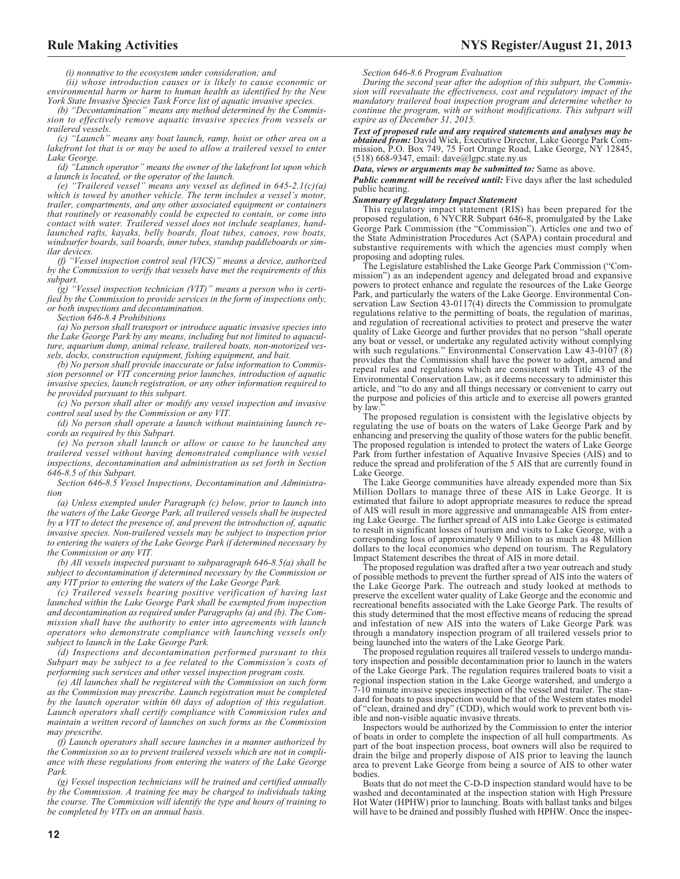*(i) nonnative to the ecosystem under consideration; and*

*(ii) whose introduction causes or is likely to cause economic or environmental harm or harm to human health as identified by the New York State Invasive Species Task Force list of aquatic invasive species.*

*(b) "Decontamination" means any method determined by the Commission to effectively remove aquatic invasive species from vessels or trailered vessels.*

*(c) "Launch" means any boat launch, ramp, hoist or other area on a lakefront lot that is or may be used to allow a trailered vessel to enter Lake George.*

*(d) "Launch operator" means the owner of the lakefront lot upon which a launch is located, or the operator of the launch.*

*(e) "Trailered vessel" means any vessel as defined in 645-2.1(c)(a) which is towed by another vehicle. The term includes a vessel's motor, trailer, compartments, and any other associated equipment or containers that routinely or reasonably could be expected to contain, or come into contact with water. Trailered vessel does not include seaplanes, hand-launched rafts, kayaks, belly boards, float tubes, canoes, row boats, windsurfer boards, sail boards, inner tubes, standup paddleboards or similar devices.*

*(f) "Vessel inspection control seal (VICS)" means a device, authorized by the Commission to verify that vessels have met the requirements of this subpart.*

*(g) "Vessel inspection technician (VIT)" means a person who is certified by the Commission to provide services in the form of inspections only, or both inspections and decontamination.*

*Section 646-8.4 Prohibitions*

*(a) No person shall transport or introduce aquatic invasive species into the Lake George Park by any means, including but not limited to aquaculture, aquarium dump, animal release, trailered boats, non-motorized vessels, docks, construction equipment, fishing equipment, and bait.*

*(b) No person shall provide inaccurate or false information to Commission personnel or VIT concerning prior launches, introduction of aquatic invasive species, launch registration, or any other information required to be provided pursuant to this subpart.*

*(c) No person shall alter or modify any vessel inspection and invasive control seal used by the Commission or any VIT.*

*(d) No person shall operate a launch without maintaining launch records as required by this Subpart.*

*(e) No person shall launch or allow or cause to be launched any trailered vessel without having demonstrated compliance with vessel inspections, decontamination and administration as set forth in Section 646-8.5 of this Subpart.*

*Section 646-8.5 Vessel Inspections, Decontamination and Administration*

*(a) Unless exempted under Paragraph (c) below, prior to launch into the waters of the Lake George Park, all trailered vessels shall be inspected by a VIT to detect the presence of, and prevent the introduction of, aquatic invasive species. Non-trailered vessels may be subject to inspection prior to entering the waters of the Lake George Park if determined necessary by the Commission or any VIT.*

*(b) All vessels inspected pursuant to subparagraph 646-8.5(a) shall be subject to decontamination if determined necessary by the Commission or any VIT prior to entering the waters of the Lake George Park.*

*(c) Trailered vessels bearing positive verification of having last launched within the Lake George Park shall be exempted from inspection and decontamination as required under Paragraphs (a) and (b). The Commission shall have the authority to enter into agreements with launch operators who demonstrate compliance with launching vessels only subject to launch in the Lake George Park.*

*(d) Inspections and decontamination performed pursuant to this Subpart may be subject to a fee related to the Commission's costs of performing such services and other vessel inspection program costs.*

*(e) All launches shall be registered with the Commission on such form as the Commission may prescribe. Launch registration must be completed by the launch operator within 60 days of adoption of this regulation. Launch operators shall certify compliance with Commission rules and maintain a written record of launches on such forms as the Commission may prescribe.*

*(f) Launch operators shall secure launches in a manner authorized by the Commission so as to prevent trailered vessels which are not in compliance with these regulations from entering the waters of the Lake George Park.*

*(g) Vessel inspection technicians will be trained and certified annually by the Commission. A training fee may be charged to individuals taking the course. The Commission will identify the type and hours of training to be completed by VITs on an annual basis.*

*Section 646-8.6 Program Evaluation*

*During the second year after the adoption of this subpart, the Commission will reevaluate the effectiveness, cost and regulatory impact of the mandatory trailered boat inspection program and determine whether to continue the program, with or without modifications. This subpart will expire as of December 31, 2015.*

***Text of proposed rule and any required statements and analyses may be obtained from:*** David Wick, Executive Director, Lake George Park Commission, P.O. Box 749, 75 Fort Orange Road, Lake George, NY 12845, (518) 668-9347, email: dave@lgpc.state.ny.us

***Data, views or arguments may be submitted to:*** Same as above.

***Public comment will be received until:*** Five days after the last scheduled public hearing.

***Summary of Regulatory Impact Statement***

This regulatory impact statement (RIS) has been prepared for the proposed regulation, 6 NYCRR Subpart 646-8, promulgated by the Lake George Park Commission (the "Commission"). Articles one and two of the State Administration Procedures Act (SAPA) contain procedural and substantive requirements with which the agencies must comply when proposing and adopting rules.

The Legislature established the Lake George Park Commission ("Commission") as an independent agency and delegated broad and expansive powers to protect enhance and regulate the resources of the Lake George Park, and particularly the waters of the Lake George. Environmental Conservation Law Section 43-0117(4) directs the Commission to promulgate regulations relative to the permitting of boats, the regulation of marinas, and regulation of recreational activities to protect and preserve the water quality of Lake George and further provides that no person "shall operate any boat or vessel, or undertake any regulated activity without complying with such regulations." Environmental Conservation Law 43-0107 (8) provides that the Commission shall have the power to adopt, amend and repeal rules and regulations which are consistent with Title 43 of the Environmental Conservation Law, as it deems necessary to administer this article, and "to do any and all things necessary or convenient to carry out the purpose and policies of this article and to exercise all powers granted by law."

The proposed regulation is consistent with the legislative objects by regulating the use of boats on the waters of Lake George Park and by enhancing and preserving the quality of those waters for the public benefit. The proposed regulation is intended to protect the waters of Lake George Park from further infestation of Aquative Invasive Species (AIS) and to reduce the spread and proliferation of the 5 AIS that are currently found in Lake George.

The Lake George communities have already expended more than Six Million Dollars to manage three of these AIS in Lake George. It is estimated that failure to adopt appropriate measures to reduce the spread of AIS will result in more aggressive and unmanageable AIS from entering Lake George. The further spread of AIS into Lake George is estimated to result in significant losses of tourism and visits to Lake George, with a corresponding loss of approximately 9 Million to as much as 48 Million dollars to the local economies who depend on tourism. The Regulatory Impact Statement describes the threat of AIS in more detail.

The proposed regulation was drafted after a two year outreach and study of possible methods to prevent the further spread of AIS into the waters of the Lake George Park. The outreach and study looked at methods to preserve the excellent water quality of Lake George and the economic and recreational benefits associated with the Lake George Park. The results of this study determined that the most effective means of reducing the spread and infestation of new AIS into the waters of Lake George Park was through a mandatory inspection program of all trailered vessels prior to being launched into the waters of the Lake George Park.

The proposed regulation requires all trailered vessels to undergo mandatory inspection and possible decontamination prior to launch in the waters of the Lake George Park. The regulation requires trailered boats to visit a regional inspection station in the Lake George watershed, and undergo a 7-10 minute invasive species inspection of the vessel and trailer. The standard for boats to pass inspection would be that of the Western states model of "clean, drained and dry" (CDD), which would work to prevent both visible and non-visible aquatic invasive threats.

Inspectors would be authorized by the Commission to enter the interior of boats in order to complete the inspection of all hull compartments. As part of the boat inspection process, boat owners will also be required to drain the bilge and properly dispose of AIS prior to leaving the launch area to prevent Lake George from being a source of AIS to other water bodies.

Boats that do not meet the C-D-D inspection standard would have to be washed and decontaminated at the inspection station with High Pressure Hot Water (HPHW) prior to launching. Boats with ballast tanks and bilges will have to be drained and possibly flushed with HPHW. Once the inspec-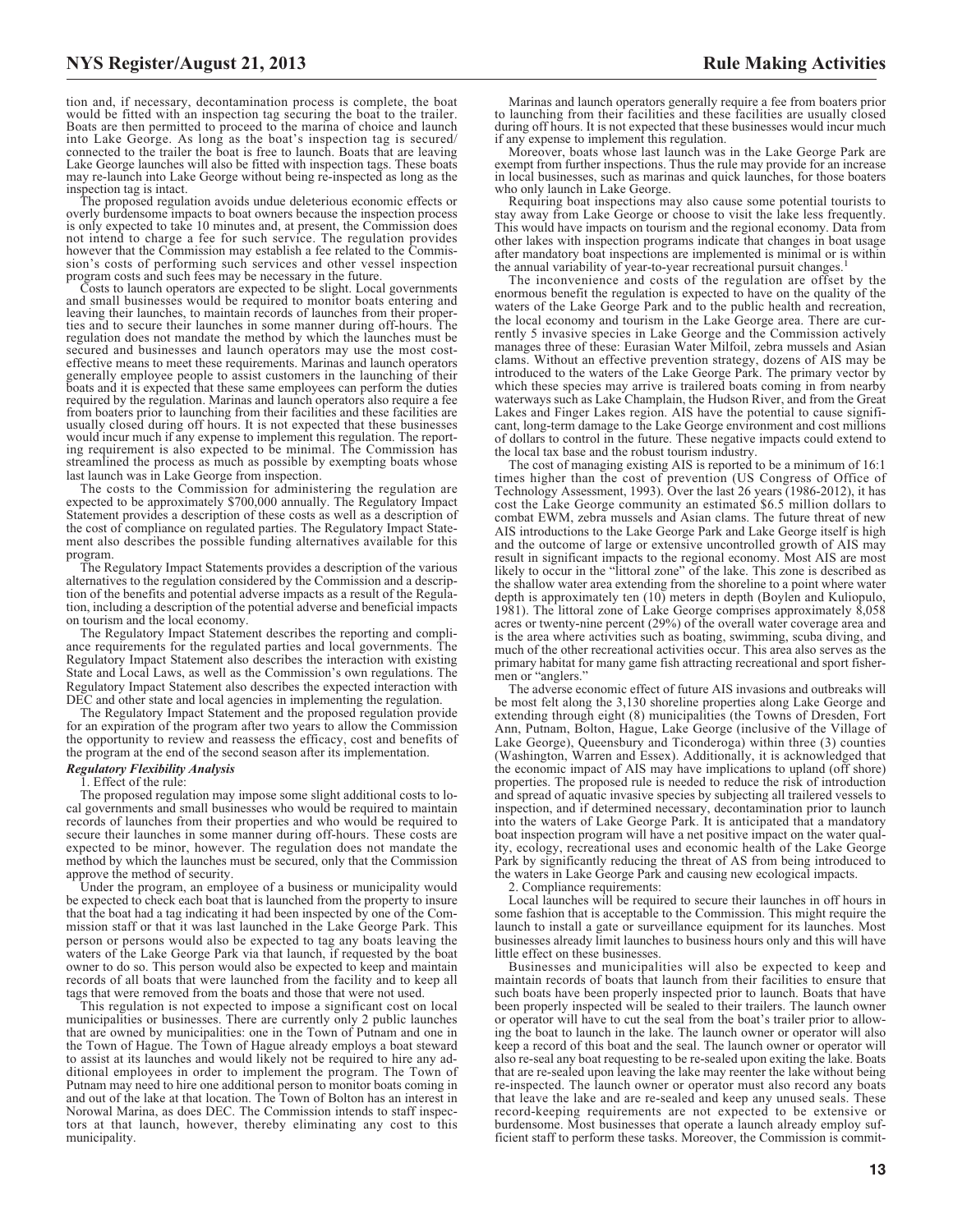tion and, if necessary, decontamination process is complete, the boat would be fitted with an inspection tag securing the boat to the trailer. Boats are then permitted to proceed to the marina of choice and launch into Lake George. As long as the boat's inspection tag is secured/connected to the trailer the boat is free to launch. Boats that are leaving Lake George launches will also be fitted with inspection tags. These boats may re-launch into Lake George without being re-inspected as long as the inspection tag is intact.

The proposed regulation avoids undue deleterious economic effects or overly burdensome impacts to boat owners because the inspection process is only expected to take 10 minutes and, at present, the Commission does not intend to charge a fee for such service. The regulation provides however that the Commission may establish a fee related to the Commission's costs of performing such services and other vessel inspection program costs and such fees may be necessary in the future.

Costs to launch operators are expected to be slight. Local governments and small businesses would be required to monitor boats entering and leaving their launches, to maintain records of launches from their properties and to secure their launches in some manner during off-hours. The regulation does not mandate the method by which the launches must be secured and businesses and launch operators may use the most cost-effective means to meet these requirements. Marinas and launch operators generally employee people to assist customers in the launching of their boats and it is expected that these same employees can perform the duties required by the regulation. Marinas and launch operators also require a fee from boaters prior to launching from their facilities and these facilities are usually closed during off hours. It is not expected that these businesses would incur much if any expense to implement this regulation. The reporting requirement is also expected to be minimal. The Commission has streamlined the process as much as possible by exempting boats whose last launch was in Lake George from inspection.

The costs to the Commission for administering the regulation are expected to be approximately $700,000 annually. The Regulatory Impact Statement provides a description of these costs as well as a description of the cost of compliance on regulated parties. The Regulatory Impact Statement also describes the possible funding alternatives available for this program.

The Regulatory Impact Statements provides a description of the various alternatives to the regulation considered by the Commission and a description of the benefits and potential adverse impacts as a result of the Regulation, including a description of the potential adverse and beneficial impacts on tourism and the local economy.

The Regulatory Impact Statement describes the reporting and compliance requirements for the regulated parties and local governments. The Regulatory Impact Statement also describes the interaction with existing State and Local Laws, as well as the Commission's own regulations. The Regulatory Impact Statement also describes the expected interaction with DEC and other state and local agencies in implementing the regulation.

The Regulatory Impact Statement and the proposed regulation provide for an expiration of the program after two years to allow the Commission the opportunity to review and reassess the efficacy, cost and benefits of the program at the end of the second season after its implementation.

***Regulatory Flexibility Analysis***

1. Effect of the rule:

The proposed regulation may impose some slight additional costs to local governments and small businesses who would be required to maintain records of launches from their properties and who would be required to secure their launches in some manner during off-hours. These costs are expected to be minor, however. The regulation does not mandate the method by which the launches must be secured, only that the Commission approve the method of security.

Under the program, an employee of a business or municipality would be expected to check each boat that is launched from the property to insure that the boat had a tag indicating it had been inspected by one of the Commission staff or that it was last launched in the Lake George Park. This person or persons would also be expected to tag any boats leaving the waters of the Lake George Park via that launch, if requested by the boat owner to do so. This person would also be expected to keep and maintain records of all boats that were launched from the facility and to keep all tags that were removed from the boats and those that were not used.

This regulation is not expected to impose a significant cost on local municipalities or businesses. There are currently only 2 public launches that are owned by municipalities: one in the Town of Putnam and one in the Town of Hague. The Town of Hague already employs a boat steward to assist at its launches and would likely not be required to hire any additional employees in order to implement the program. The Town of Putnam may need to hire one additional person to monitor boats coming in and out of the lake at that location. The Town of Bolton has an interest in Norowal Marina, as does DEC. The Commission intends to staff inspectors at that launch, however, thereby eliminating any cost to this municipality.

Marinas and launch operators generally require a fee from boaters prior to launching from their facilities and these facilities are usually closed during off hours. It is not expected that these businesses would incur much if any expense to implement this regulation.

Moreover, boats whose last launch was in the Lake George Park are exempt from further inspections. Thus the rule may provide for an increase in local businesses, such as marinas and quick launches, for those boaters who only launch in Lake George.

Requiring boat inspections may also cause some potential tourists to stay away from Lake George or choose to visit the lake less frequently. This would have impacts on tourism and the regional economy. Data from other lakes with inspection programs indicate that changes in boat usage after mandatory boat inspections are implemented is minimal or is within the annual variability of year-to-year recreational pursuit changes.[1]

The inconvenience and costs of the regulation are offset by the enormous benefit the regulation is expected to have on the quality of the waters of the Lake George Park and to the public health and recreation, the local economy and tourism in the Lake George area. There are currently 5 invasive species in Lake George and the Commission actively manages three of these: Eurasian Water Milfoil, zebra mussels and Asian clams. Without an effective prevention strategy, dozens of AIS may be introduced to the waters of the Lake George Park. The primary vector by which these species may arrive is trailered boats coming in from nearby waterways such as Lake Champlain, the Hudson River, and from the Great Lakes and Finger Lakes region. AIS have the potential to cause significant, long-term damage to the Lake George environment and cost millions of dollars to control in the future. These negative impacts could extend to the local tax base and the robust tourism industry.

The cost of managing existing AIS is reported to be a minimum of 16:1 times higher than the cost of prevention (US Congress of Office of Technology Assessment, 1993). Over the last 26 years (1986-2012), it has cost the Lake George community an estimated $6.5 million dollars to combat EWM, zebra mussels and Asian clams. The future threat of new AIS introductions to the Lake George Park and Lake George itself is high and the outcome of large or extensive uncontrolled growth of AIS may result in significant impacts to the regional economy. Most AIS are most likely to occur in the "littoral zone" of the lake. This zone is described as the shallow water area extending from the shoreline to a point where water depth is approximately ten (10) meters in depth (Boylen and Kuliopulo, 1981). The littoral zone of Lake George comprises approximately 8,058 acres or twenty-nine percent (29%) of the overall water coverage area and is the area where activities such as boating, swimming, scuba diving, and much of the other recreational activities occur. This area also serves as the primary habitat for many game fish attracting recreational and sport fishermen or "anglers."

The adverse economic effect of future AIS invasions and outbreaks will be most felt along the 3,130 shoreline properties along Lake George and extending through eight (8) municipalities (the Towns of Dresden, Fort Ann, Putnam, Bolton, Hague, Lake George (inclusive of the Village of Lake George), Queensbury and Ticonderoga) within three (3) counties (Washington, Warren and Essex). Additionally, it is acknowledged that the economic impact of AIS may have implications to upland (off shore) properties. The proposed rule is needed to reduce the risk of introduction and spread of aquatic invasive species by subjecting all trailered vessels to inspection, and if determined necessary, decontamination prior to launch into the waters of Lake George Park. It is anticipated that a mandatory boat inspection program will have a net positive impact on the water quality, ecology, recreational uses and economic health of the Lake George Park by significantly reducing the threat of AS from being introduced to the waters in Lake George Park and causing new ecological impacts.

2. Compliance requirements:

Local launches will be required to secure their launches in off hours in some fashion that is acceptable to the Commission. This might require the launch to install a gate or surveillance equipment for its launches. Most businesses already limit launches to business hours only and this will have little effect on these businesses.

Businesses and municipalities will also be expected to keep and maintain records of boats that launch from their facilities to ensure that such boats have been properly inspected prior to launch. Boats that have been properly inspected will be sealed to their trailers. The launch owner or operator will have to cut the seal from the boat's trailer prior to allowing the boat to launch in the lake. The launch owner or operator will also keep a record of this boat and the seal. The launch owner or operator will also re-seal any boat requesting to be re-sealed upon exiting the lake. Boats that are re-sealed upon leaving the lake may reenter the lake without being re-inspected. The launch owner or operator must also record any boats that leave the lake and are re-sealed and keep any unused seals. These record-keeping requirements are not expected to be extensive or burdensome. Most businesses that operate a launch already employ sufficient staff to perform these tasks. Moreover, the Commission is commit-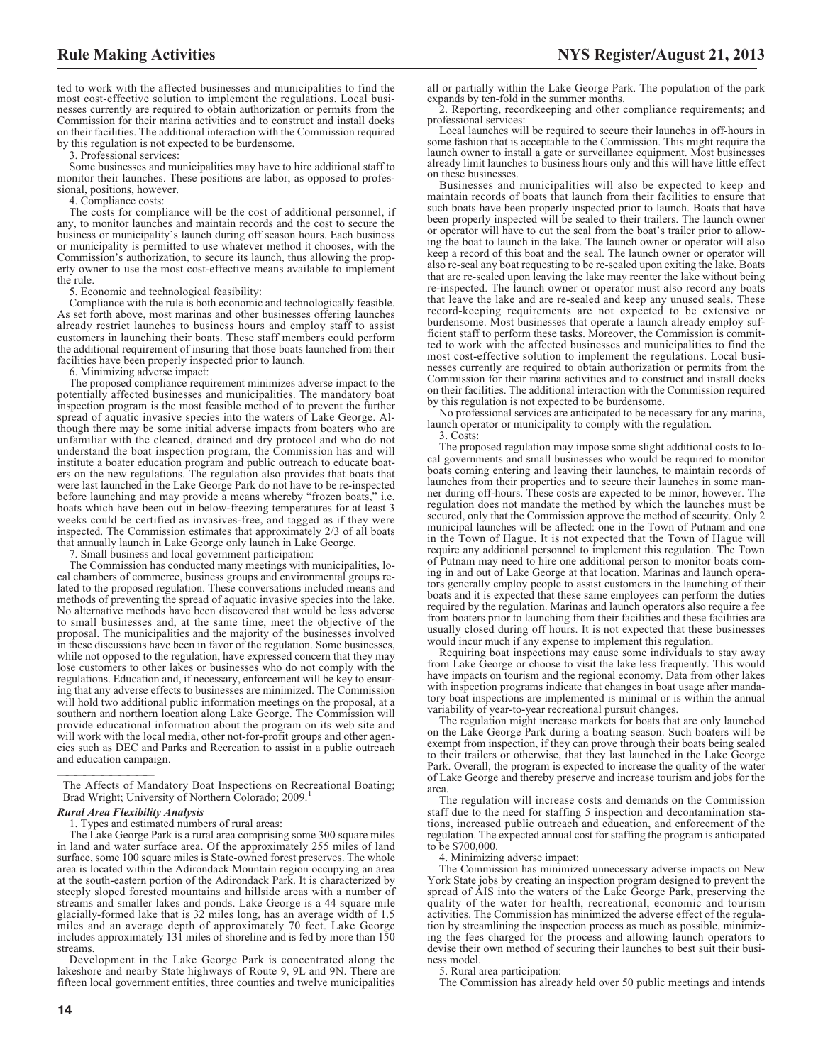ted to work with the affected businesses and municipalities to find the most cost-effective solution to implement the regulations. Local businesses currently are required to obtain authorization or permits from the Commission for their marina activities and to construct and install docks on their facilities. The additional interaction with the Commission required by this regulation is not expected to be burdensome.

3. Professional services:

Some businesses and municipalities may have to hire additional staff to monitor their launches. These positions are labor, as opposed to professional, positions, however.

4. Compliance costs:

The costs for compliance will be the cost of additional personnel, if any, to monitor launches and maintain records and the cost to secure the business or municipality's launch during off season hours. Each business or municipality is permitted to use whatever method it chooses, with the Commission's authorization, to secure its launch, thus allowing the property owner to use the most cost-effective means available to implement the rule.

5. Economic and technological feasibility:

Compliance with the rule is both economic and technologically feasible. As set forth above, most marinas and other businesses offering launches already restrict launches to business hours and employ staff to assist customers in launching their boats. These staff members could perform the additional requirement of insuring that those boats launched from their facilities have been properly inspected prior to launch.

6. Minimizing adverse impact:

The proposed compliance requirement minimizes adverse impact to the potentially affected businesses and municipalities. The mandatory boat inspection program is the most feasible method of to prevent the further spread of aquatic invasive species into the waters of Lake George. Although there may be some initial adverse impacts from boaters who are unfamiliar with the cleaned, drained and dry protocol and who do not understand the boat inspection program, the Commission has and will institute a boater education program and public outreach to educate boaters on the new regulations. The regulation also provides that boats that were last launched in the Lake George Park do not have to be re-inspected before launching and may provide a means whereby "frozen boats," i.e. boats which have been out in below-freezing temperatures for at least 3 weeks could be certified as invasives-free, and tagged as if they were inspected. The Commission estimates that approximately 2/3 of all boats that annually launch in Lake George only launch in Lake George.

7. Small business and local government participation:

The Commission has conducted many meetings with municipalities, local chambers of commerce, business groups and environmental groups related to the proposed regulation. These conversations included means and methods of preventing the spread of aquatic invasive species into the lake. No alternative methods have been discovered that would be less adverse to small businesses and, at the same time, meet the objective of the proposal. The municipalities and the majority of the businesses involved in these discussions have been in favor of the regulation. Some businesses, while not opposed to the regulation, have expressed concern that they may lose customers to other lakes or businesses who do not comply with the regulations. Education and, if necessary, enforcement will be key to ensuring that any adverse effects to businesses are minimized. The Commission will hold two additional public information meetings on the proposal, at a southern and northern location along Lake George. The Commission will provide educational information about the program on its web site and will work with the local media, other not-for-profit groups and other agencies such as DEC and Parks and Recreation to assist in a public outreach and education campaign.

---

The Affects of Mandatory Boat Inspections on Recreational Boating; Brad Wright; University of Northern Colorado; 2009.[1]

### *Rural Area Flexibility Analysis*

1. Types and estimated numbers of rural areas:

The Lake George Park is a rural area comprising some 300 square miles in land and water surface area. Of the approximately 255 miles of land surface, some 100 square miles is State-owned forest preserves. The whole area is located within the Adirondack Mountain region occupying an area at the south-eastern portion of the Adirondack Park. It is characterized by steeply sloped forested mountains and hillside areas with a number of streams and smaller lakes and ponds. Lake George is a 44 square mile glacially-formed lake that is 32 miles long, has an average width of 1.5 miles and an average depth of approximately 70 feet. Lake George includes approximately 131 miles of shoreline and is fed by more than 150 streams.

Development in the Lake George Park is concentrated along the lakeshore and nearby State highways of Route 9, 9L and 9N. There are fifteen local government entities, three counties and twelve municipalities all or partially within the Lake George Park. The population of the park expands by ten-fold in the summer months.

2. Reporting, recordkeeping and other compliance requirements; and professional services:

Local launches will be required to secure their launches in off-hours in some fashion that is acceptable to the Commission. This might require the launch owner to install a gate or surveillance equipment. Most businesses already limit launches to business hours only and this will have little effect on these businesses.

Businesses and municipalities will also be expected to keep and maintain records of boats that launch from their facilities to ensure that such boats have been properly inspected prior to launch. Boats that have been properly inspected will be sealed to their trailers. The launch owner or operator will have to cut the seal from the boat's trailer prior to allowing the boat to launch in the lake. The launch owner or operator will also keep a record of this boat and the seal. The launch owner or operator will also re-seal any boat requesting to be re-sealed upon exiting the lake. Boats that are re-sealed upon leaving the lake may reenter the lake without being re-inspected. The launch owner or operator must also record any boats that leave the lake and are re-sealed and keep any unused seals. These record-keeping requirements are not expected to be extensive or burdensome. Most businesses that operate a launch already employ sufficient staff to perform these tasks. Moreover, the Commission is committed to work with the affected businesses and municipalities to find the most cost-effective solution to implement the regulations. Local businesses currently are required to obtain authorization or permits from the Commission for their marina activities and to construct and install docks on their facilities. The additional interaction with the Commission required by this regulation is not expected to be burdensome.

No professional services are anticipated to be necessary for any marina, launch operator or municipality to comply with the regulation.

3. Costs:

The proposed regulation may impose some slight additional costs to local governments and small businesses who would be required to monitor boats coming entering and leaving their launches, to maintain records of launches from their properties and to secure their launches in some manner during off-hours. These costs are expected to be minor, however. The regulation does not mandate the method by which the launches must be secured, only that the Commission approve the method of security. Only 2 municipal launches will be affected: one in the Town of Putnam and one in the Town of Hague. It is not expected that the Town of Hague will require any additional personnel to implement this regulation. The Town of Putnam may need to hire one additional person to monitor boats coming in and out of Lake George at that location. Marinas and launch operators generally employ people to assist customers in the launching of their boats and it is expected that these same employees can perform the duties required by the regulation. Marinas and launch operators also require a fee from boaters prior to launching from their facilities and these facilities are usually closed during off hours. It is not expected that these businesses would incur much if any expense to implement this regulation.

Requiring boat inspections may cause some individuals to stay away from Lake George or choose to visit the lake less frequently. This would have impacts on tourism and the regional economy. Data from other lakes with inspection programs indicate that changes in boat usage after mandatory boat inspections are implemented is minimal or is within the annual variability of year-to-year recreational pursuit changes.

The regulation might increase markets for boats that are only launched on the Lake George Park during a boating season. Such boaters will be exempt from inspection, if they can prove through their boats being sealed to their trailers or otherwise, that they last launched in the Lake George Park. Overall, the program is expected to increase the quality of the water of Lake George and thereby preserve and increase tourism and jobs for the area.

The regulation will increase costs and demands on the Commission staff due to the need for staffing 5 inspection and decontamination stations, increased public outreach and education, and enforcement of the regulation. The expected annual cost for staffing the program is anticipated to be $700,000.

4. Minimizing adverse impact:

The Commission has minimized unnecessary adverse impacts on New York State jobs by creating an inspection program designed to prevent the spread of AIS into the waters of the Lake George Park, preserving the quality of the water for health, recreational, economic and tourism activities. The Commission has minimized the adverse effect of the regulation by streamlining the inspection process as much as possible, minimizing the fees charged for the process and allowing launch operators to devise their own method of securing their launches to best suit their business model.

5. Rural area participation:

The Commission has already held over 50 public meetings and intends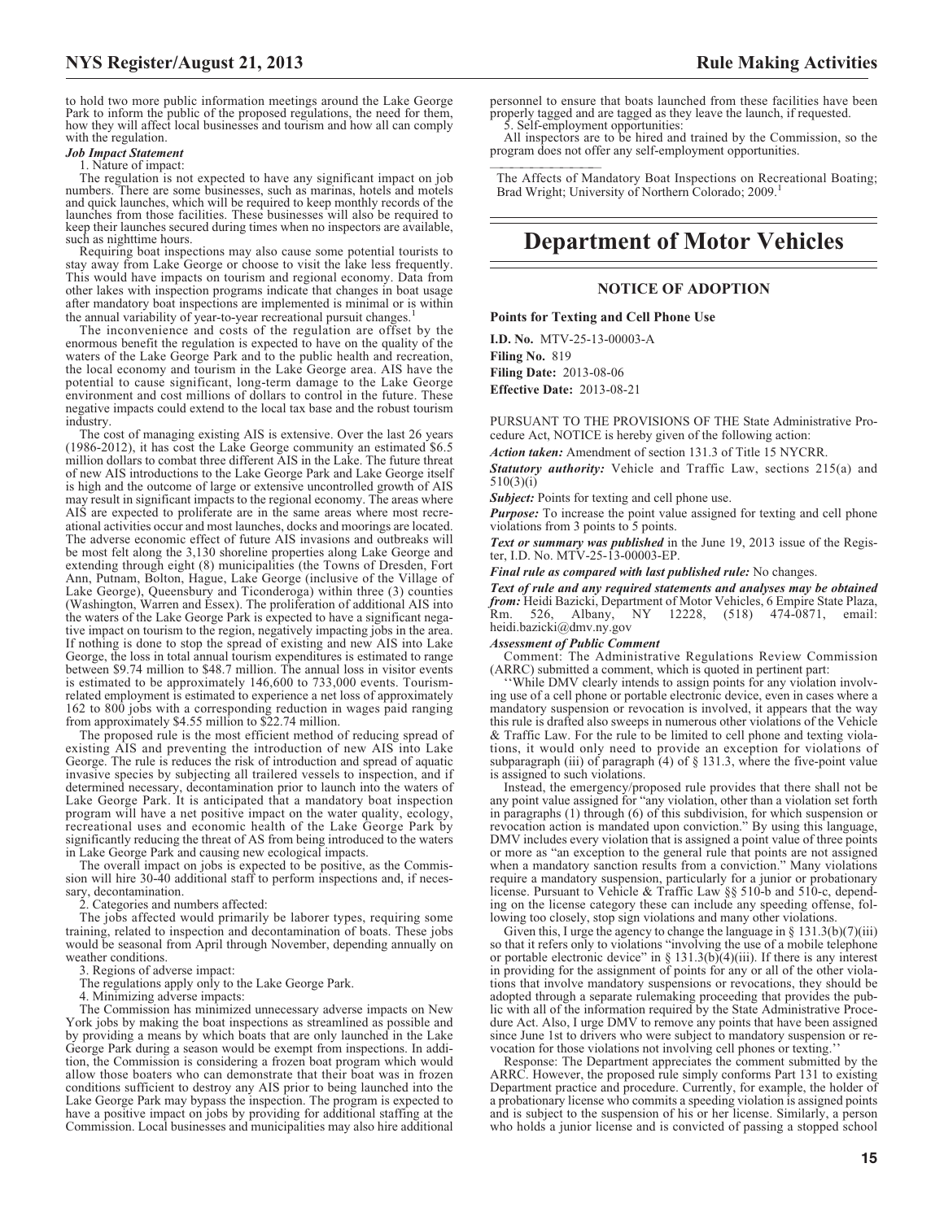to hold two more public information meetings around the Lake George Park to inform the public of the proposed regulations, the need for them, how they will affect local businesses and tourism and how all can comply with the regulation.

***Job Impact Statement***

1. Nature of impact:

The regulation is not expected to have any significant impact on job numbers. There are some businesses, such as marinas, hotels and motels and quick launches, which will be required to keep monthly records of the launches from those facilities. These businesses will also be required to keep their launches secured during times when no inspectors are available, such as nighttime hours.

Requiring boat inspections may also cause some potential tourists to stay away from Lake George or choose to visit the lake less frequently. This would have impacts on tourism and regional economy. Data from other lakes with inspection programs indicate that changes in boat usage after mandatory boat inspections are implemented is minimal or is within the annual variability of year-to-year recreational pursuit changes.[1]

The inconvenience and costs of the regulation are offset by the enormous benefit the regulation is expected to have on the quality of the waters of the Lake George Park and to the public health and recreation, the local economy and tourism in the Lake George area. AIS have the potential to cause significant, long-term damage to the Lake George environment and cost millions of dollars to control in the future. These negative impacts could extend to the local tax base and the robust tourism industry.

The cost of managing existing AIS is extensive. Over the last 26 years (1986-2012), it has cost the Lake George community an estimated $6.5 million dollars to combat three different AIS in the Lake. The future threat of new AIS introductions to the Lake George Park and Lake George itself is high and the outcome of large or extensive uncontrolled growth of AIS may result in significant impacts to the regional economy. The areas where AIS are expected to proliferate are in the same areas where most recreational activities occur and most launches, docks and moorings are located. The adverse economic effect of future AIS invasions and outbreaks will be most felt along the 3,130 shoreline properties along Lake George and extending through eight (8) municipalities (the Towns of Dresden, Fort Ann, Putnam, Bolton, Hague, Lake George (inclusive of the Village of Lake George), Queensbury and Ticonderoga) within three (3) counties (Washington, Warren and Essex). The proliferation of additional AIS into the waters of the Lake George Park is expected to have a significant negative impact on tourism to the region, negatively impacting jobs in the area. If nothing is done to stop the spread of existing and new AIS into Lake George, the loss in total annual tourism expenditures is estimated to range between $9.74 million to $48.7 million. The annual loss in visitor events is estimated to be approximately 146,600 to 733,000 events. Tourism-related employment is estimated to experience a net loss of approximately 162 to 800 jobs with a corresponding reduction in wages paid ranging from approximately $4.55 million to $22.74 million.

The proposed rule is the most efficient method of reducing spread of existing AIS and preventing the introduction of new AIS into Lake George. The rule is reduces the risk of introduction and spread of aquatic invasive species by subjecting all trailered vessels to inspection, and if determined necessary, decontamination prior to launch into the waters of Lake George Park. It is anticipated that a mandatory boat inspection program will have a net positive impact on the water quality, ecology, recreational uses and economic health of the Lake George Park by significantly reducing the threat of AS from being introduced to the waters in Lake George Park and causing new ecological impacts.

The overall impact on jobs is expected to be positive, as the Commission will hire 30-40 additional staff to perform inspections and, if necessary, decontamination.

2. Categories and numbers affected:

The jobs affected would primarily be laborer types, requiring some training, related to inspection and decontamination of boats. These jobs would be seasonal from April through November, depending annually on weather conditions.

3. Regions of adverse impact:

The regulations apply only to the Lake George Park.

4. Minimizing adverse impacts:

The Commission has minimized unnecessary adverse impacts on New York jobs by making the boat inspections as streamlined as possible and by providing a means by which boats that are only launched in the Lake George Park during a season would be exempt from inspections. In addition, the Commission is considering a frozen boat program which would allow those boaters who can demonstrate that their boat was in frozen conditions sufficient to destroy any AIS prior to being launched into the Lake George Park may bypass the inspection. The program is expected to have a positive impact on jobs by providing for additional staffing at the Commission. Local businesses and municipalities may also hire additional personnel to ensure that boats launched from these facilities have been properly tagged and are tagged as they leave the launch, if requested.

5. Self-employment opportunities:

All inspectors are to be hired and trained by the Commission, so the program does not offer any self-employment opportunities.

---

The Affects of Mandatory Boat Inspections on Recreational Boating; Brad Wright; University of Northern Colorado; 2009.[1]

# Department of Motor Vehicles

## NOTICE OF ADOPTION

**Points for Texting and Cell Phone Use**

**I.D. No.** MTV-25-13-00003-A
**Filing No.** 819
**Filing Date:** 2013-08-06
**Effective Date:** 2013-08-21

PURSUANT TO THE PROVISIONS OF THE State Administrative Procedure Act, NOTICE is hereby given of the following action:

***Action taken:*** Amendment of section 131.3 of Title 15 NYCRR.

***Statutory authority:*** Vehicle and Traffic Law, sections 215(a) and 510(3)(i)

***Subject:*** Points for texting and cell phone use.

***Purpose:*** To increase the point value assigned for texting and cell phone violations from 3 points to 5 points.

***Text or summary was published*** in the June 19, 2013 issue of the Register, I.D. No. MTV-25-13-00003-EP.

***Final rule as compared with last published rule:*** No changes.

***Text of rule and any required statements and analyses may be obtained from:*** Heidi Bazicki, Department of Motor Vehicles, 6 Empire State Plaza, Rm. 526, Albany, NY 12228, (518) 474-0871, email: heidi.bazicki@dmv.ny.gov

***Assessment of Public Comment***

Comment: The Administrative Regulations Review Commission (ARRC) submitted a comment, which is quoted in pertinent part:

''While DMV clearly intends to assign points for any violation involving use of a cell phone or portable electronic device, even in cases where a mandatory suspension or revocation is involved, it appears that the way this rule is drafted also sweeps in numerous other violations of the Vehicle & Traffic Law. For the rule to be limited to cell phone and texting violations, it would only need to provide an exception for violations of subparagraph (iii) of paragraph (4) of § 131.3, where the five-point value is assigned to such violations.

Instead, the emergency/proposed rule provides that there shall not be any point value assigned for "any violation, other than a violation set forth in paragraphs (1) through (6) of this subdivision, for which suspension or revocation action is mandated upon conviction." By using this language, DMV includes every violation that is assigned a point value of three points or more as "an exception to the general rule that points are not assigned when a mandatory sanction results from a conviction." Many violations require a mandatory suspension, particularly for a junior or probationary license. Pursuant to Vehicle & Traffic Law §§ 510-b and 510-c, depending on the license category these can include any speeding offense, following too closely, stop sign violations and many other violations.

Given this, I urge the agency to change the language in § 131.3(b)(7)(iii) so that it refers only to violations "involving the use of a mobile telephone or portable electronic device" in § 131.3(b)(4)(iii). If there is any interest in providing for the assignment of points for any or all of the other violations that involve mandatory suspensions or revocations, they should be adopted through a separate rulemaking proceeding that provides the public with all of the information required by the State Administrative Procedure Act. Also, I urge DMV to remove any points that have been assigned since June 1st to drivers who were subject to mandatory suspension or revocation for those violations not involving cell phones or texting.''

Response: The Department appreciates the comment submitted by the ARRC. However, the proposed rule simply conforms Part 131 to existing Department practice and procedure. Currently, for example, the holder of a probationary license who commits a speeding violation is assigned points and is subject to the suspension of his or her license. Similarly, a person who holds a junior license and is convicted of passing a stopped school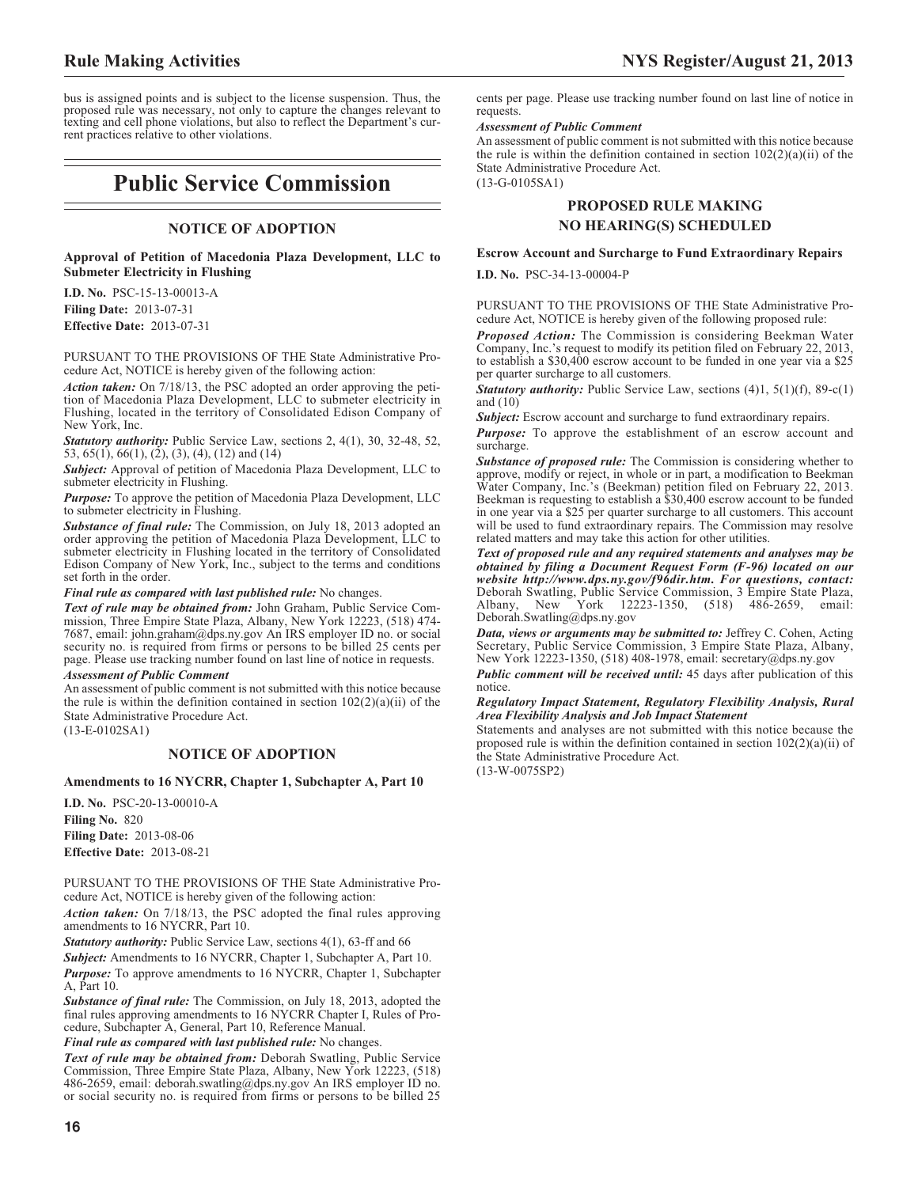bus is assigned points and is subject to the license suspension. Thus, the proposed rule was necessary, not only to capture the changes relevant to texting and cell phone violations, but also to reflect the Department's current practices relative to other violations.

# Public Service Commission

## NOTICE OF ADOPTION

**Approval of Petition of Macedonia Plaza Development, LLC to Submeter Electricity in Flushing**

**I.D. No.** PSC-15-13-00013-A
**Filing Date:** 2013-07-31
**Effective Date:** 2013-07-31

PURSUANT TO THE PROVISIONS OF THE State Administrative Procedure Act, NOTICE is hereby given of the following action:

***Action taken:*** On 7/18/13, the PSC adopted an order approving the petition of Macedonia Plaza Development, LLC to submeter electricity in Flushing, located in the territory of Consolidated Edison Company of New York, Inc.

***Statutory authority:*** Public Service Law, sections 2, 4(1), 30, 32-48, 52, 53, 65(1), 66(1), (2), (3), (4), (12) and (14)

***Subject:*** Approval of petition of Macedonia Plaza Development, LLC to submeter electricity in Flushing.

***Purpose:*** To approve the petition of Macedonia Plaza Development, LLC to submeter electricity in Flushing.

***Substance of final rule:*** The Commission, on July 18, 2013 adopted an order approving the petition of Macedonia Plaza Development, LLC to submeter electricity in Flushing located in the territory of Consolidated Edison Company of New York, Inc., subject to the terms and conditions set forth in the order.

***Final rule as compared with last published rule:*** No changes.

***Text of rule may be obtained from:*** John Graham, Public Service Commission, Three Empire State Plaza, Albany, New York 12223, (518) 474-7687, email: john.graham@dps.ny.gov An IRS employer ID no. or social security no. is required from firms or persons to be billed 25 cents per page. Please use tracking number found on last line of notice in requests.

***Assessment of Public Comment***
An assessment of public comment is not submitted with this notice because the rule is within the definition contained in section 102(2)(a)(ii) of the State Administrative Procedure Act.
(13-E-0102SA1)

## NOTICE OF ADOPTION

**Amendments to 16 NYCRR, Chapter 1, Subchapter A, Part 10**

**I.D. No.** PSC-20-13-00010-A
**Filing No.** 820
**Filing Date:** 2013-08-06
**Effective Date:** 2013-08-21

PURSUANT TO THE PROVISIONS OF THE State Administrative Procedure Act, NOTICE is hereby given of the following action:

***Action taken:*** On 7/18/13, the PSC adopted the final rules approving amendments to 16 NYCRR, Part 10.

***Statutory authority:*** Public Service Law, sections 4(1), 63-ff and 66

***Subject:*** Amendments to 16 NYCRR, Chapter 1, Subchapter A, Part 10.

***Purpose:*** To approve amendments to 16 NYCRR, Chapter 1, Subchapter A, Part 10.

***Substance of final rule:*** The Commission, on July 18, 2013, adopted the final rules approving amendments to 16 NYCRR Chapter I, Rules of Procedure, Subchapter A, General, Part 10, Reference Manual.

***Final rule as compared with last published rule:*** No changes.

***Text of rule may be obtained from:*** Deborah Swatling, Public Service Commission, Three Empire State Plaza, Albany, New York 12223, (518) 486-2659, email: deborah.swatling@dps.ny.gov An IRS employer ID no. or social security no. is required from firms or persons to be billed 25 cents per page. Please use tracking number found on last line of notice in requests.

***Assessment of Public Comment***
An assessment of public comment is not submitted with this notice because the rule is within the definition contained in section 102(2)(a)(ii) of the State Administrative Procedure Act.
(13-G-0105SA1)

## PROPOSED RULE MAKING
## NO HEARING(S) SCHEDULED

**Escrow Account and Surcharge to Fund Extraordinary Repairs**

**I.D. No.** PSC-34-13-00004-P

PURSUANT TO THE PROVISIONS OF THE State Administrative Procedure Act, NOTICE is hereby given of the following proposed rule:

***Proposed Action:*** The Commission is considering Beekman Water Company, Inc.'s request to modify its petition filed on February 22, 2013, to establish a $30,400 escrow account to be funded in one year via a $25 per quarter surcharge to all customers.

***Statutory authority:*** Public Service Law, sections (4)1, 5(1)(f), 89-c(1) and (10)

***Subject:*** Escrow account and surcharge to fund extraordinary repairs.

***Purpose:*** To approve the establishment of an escrow account and surcharge.

***Substance of proposed rule:*** The Commission is considering whether to approve, modify or reject, in whole or in part, a modification to Beekman Water Company, Inc.'s (Beekman) petition filed on February 22, 2013. Beekman is requesting to establish a $30,400 escrow account to be funded in one year via a $25 per quarter surcharge to all customers. This account will be used to fund extraordinary repairs. The Commission may resolve related matters and may take this action for other utilities.

***Text of proposed rule and any required statements and analyses may be obtained by filing a Document Request Form (F-96) located on our website http://www.dps.ny.gov/f96dir.htm. For questions, contact:*** Deborah Swatling, Public Service Commission, 3 Empire State Plaza, Albany, New York 12223-1350, (518) 486-2659, email: Deborah.Swatling@dps.ny.gov

***Data, views or arguments may be submitted to:*** Jeffrey C. Cohen, Acting Secretary, Public Service Commission, 3 Empire State Plaza, Albany, New York 12223-1350, (518) 408-1978, email: secretary@dps.ny.gov

***Public comment will be received until:*** 45 days after publication of this notice.

***Regulatory Impact Statement, Regulatory Flexibility Analysis, Rural Area Flexibility Analysis and Job Impact Statement***
Statements and analyses are not submitted with this notice because the proposed rule is within the definition contained in section 102(2)(a)(ii) of the State Administrative Procedure Act.
(13-W-0075SP2)